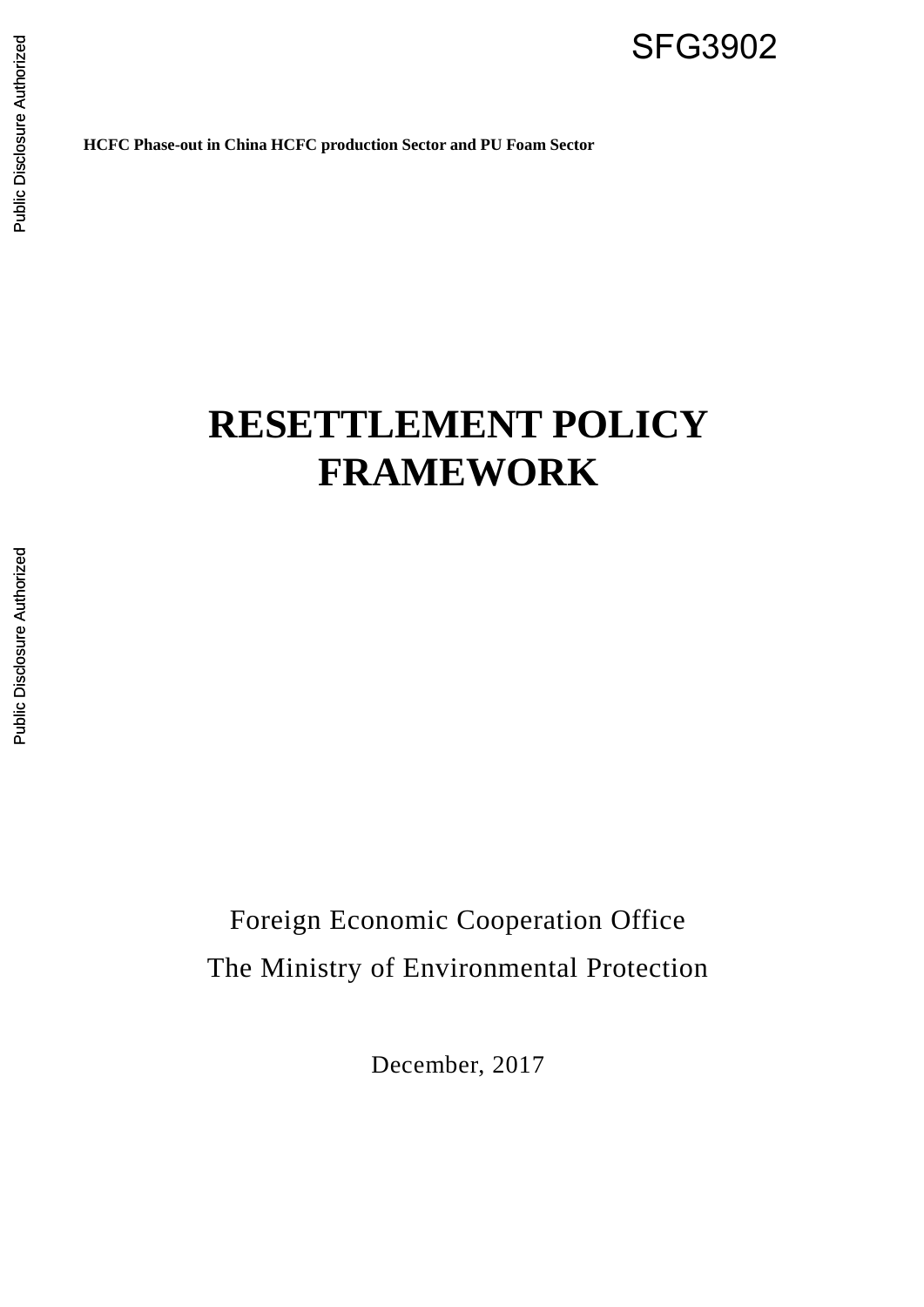SFG3902

**HCFC Phase-out in China HCFC production Sector and PU Foam Sector**

# RESETTLEMENT POLICY FRAMEWORK

Foreign Economic Cooperation Office

The Ministry of Environmental Protection

December, 2017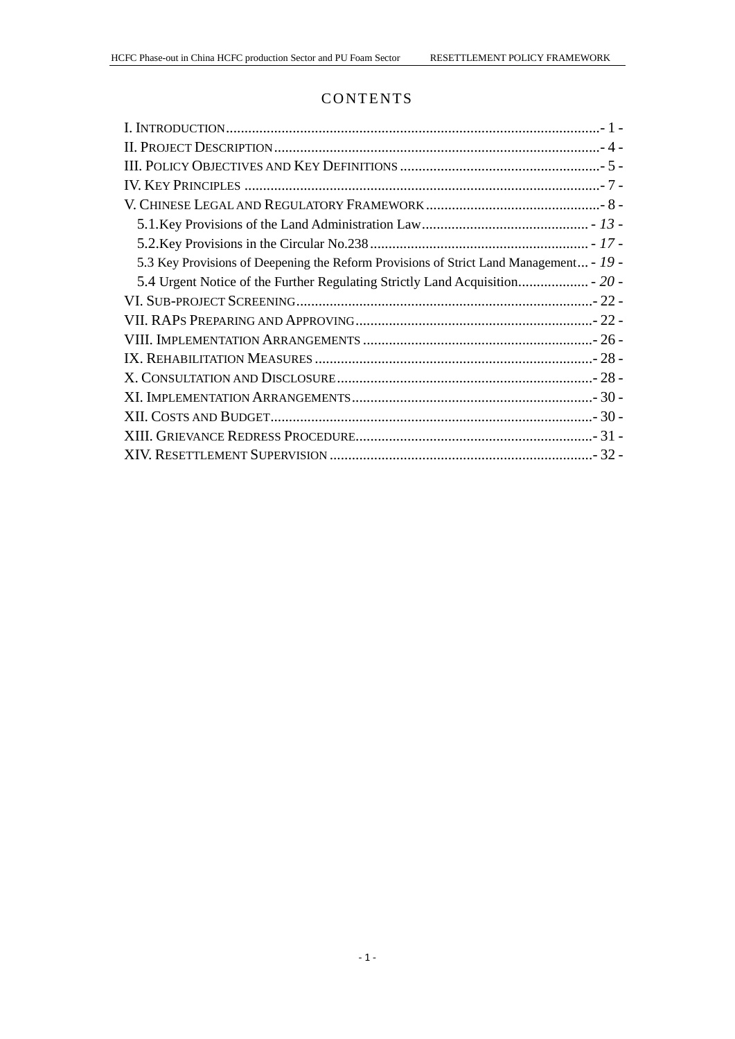# CONTENTS

I. INTRODUCTION - 1 -
II. PROJECT DESCRIPTION - 4 -
III. POLICY OBJECTIVES AND KEY DEFINITIONS - 5 -
IV. KEY PRINCIPLES - 7 -
V. CHINESE LEGAL AND REGULATORY FRAMEWORK - 8 -
  5.1.Key Provisions of the Land Administration Law - 13 -
  5.2.Key Provisions in the Circular No.238 - 17 -
  5.3 Key Provisions of Deepening the Reform Provisions of Strict Land Management - 19 -
  5.4 Urgent Notice of the Further Regulating Strictly Land Acquisition - 20 -
VI. SUB-PROJECT SCREENING - 22 -
VII. RAPS PREPARING AND APPROVING - 22 -
VIII. IMPLEMENTATION ARRANGEMENTS - 26 -
IX. REHABILITATION MEASURES - 28 -
X. CONSULTATION AND DISCLOSURE - 28 -
XI. IMPLEMENTATION ARRANGEMENTS - 30 -
XII. COSTS AND BUDGET - 30 -
XIII. GRIEVANCE REDRESS PROCEDURE - 31 -
XIV. RESETTLEMENT SUPERVISION - 32 -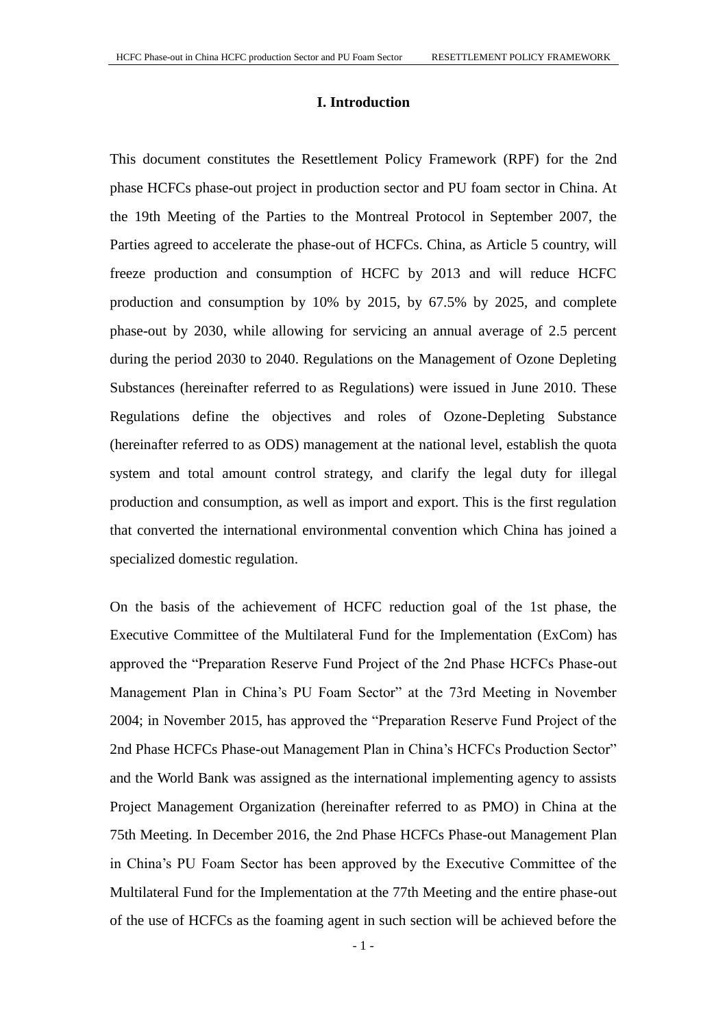# I. Introduction

This document constitutes the Resettlement Policy Framework (RPF) for the 2nd phase HCFCs phase-out project in production sector and PU foam sector in China. At the 19th Meeting of the Parties to the Montreal Protocol in September 2007, the Parties agreed to accelerate the phase-out of HCFCs. China, as Article 5 country, will freeze production and consumption of HCFC by 2013 and will reduce HCFC production and consumption by 10% by 2015, by 67.5% by 2025, and complete phase-out by 2030, while allowing for servicing an annual average of 2.5 percent during the period 2030 to 2040. Regulations on the Management of Ozone Depleting Substances (hereinafter referred to as Regulations) were issued in June 2010. These Regulations define the objectives and roles of Ozone-Depleting Substance (hereinafter referred to as ODS) management at the national level, establish the quota system and total amount control strategy, and clarify the legal duty for illegal production and consumption, as well as import and export. This is the first regulation that converted the international environmental convention which China has joined a specialized domestic regulation.

On the basis of the achievement of HCFC reduction goal of the 1st phase, the Executive Committee of the Multilateral Fund for the Implementation (ExCom) has approved the "Preparation Reserve Fund Project of the 2nd Phase HCFCs Phase-out Management Plan in China's PU Foam Sector" at the 73rd Meeting in November 2004; in November 2015, has approved the "Preparation Reserve Fund Project of the 2nd Phase HCFCs Phase-out Management Plan in China's HCFCs Production Sector" and the World Bank was assigned as the international implementing agency to assists Project Management Organization (hereinafter referred to as PMO) in China at the 75th Meeting. In December 2016, the 2nd Phase HCFCs Phase-out Management Plan in China's PU Foam Sector has been approved by the Executive Committee of the Multilateral Fund for the Implementation at the 77th Meeting and the entire phase-out of the use of HCFCs as the foaming agent in such section will be achieved before the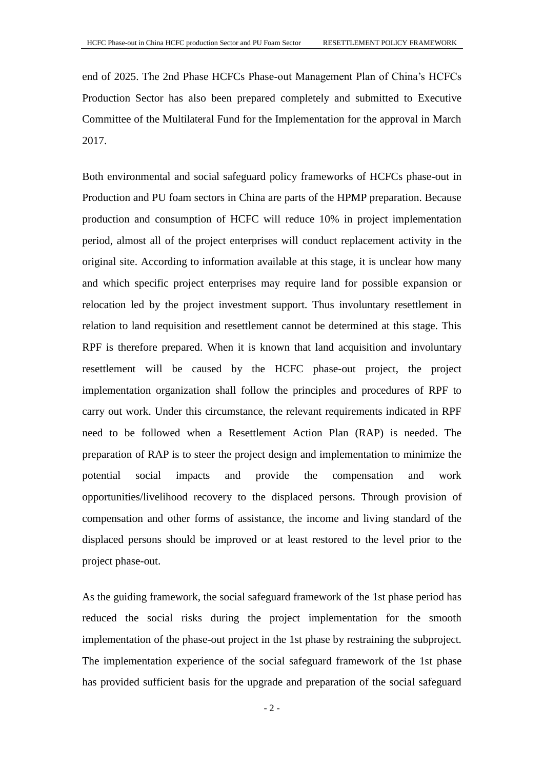end of 2025. The 2nd Phase HCFCs Phase-out Management Plan of China's HCFCs Production Sector has also been prepared completely and submitted to Executive Committee of the Multilateral Fund for the Implementation for the approval in March 2017.

Both environmental and social safeguard policy frameworks of HCFCs phase-out in Production and PU foam sectors in China are parts of the HPMP preparation. Because production and consumption of HCFC will reduce 10% in project implementation period, almost all of the project enterprises will conduct replacement activity in the original site. According to information available at this stage, it is unclear how many and which specific project enterprises may require land for possible expansion or relocation led by the project investment support. Thus involuntary resettlement in relation to land requisition and resettlement cannot be determined at this stage. This RPF is therefore prepared. When it is known that land acquisition and involuntary resettlement will be caused by the HCFC phase-out project, the project implementation organization shall follow the principles and procedures of RPF to carry out work. Under this circumstance, the relevant requirements indicated in RPF need to be followed when a Resettlement Action Plan (RAP) is needed. The preparation of RAP is to steer the project design and implementation to minimize the potential social impacts and provide the compensation and work opportunities/livelihood recovery to the displaced persons. Through provision of compensation and other forms of assistance, the income and living standard of the displaced persons should be improved or at least restored to the level prior to the project phase-out.

As the guiding framework, the social safeguard framework of the 1st phase period has reduced the social risks during the project implementation for the smooth implementation of the phase-out project in the 1st phase by restraining the subproject. The implementation experience of the social safeguard framework of the 1st phase has provided sufficient basis for the upgrade and preparation of the social safeguard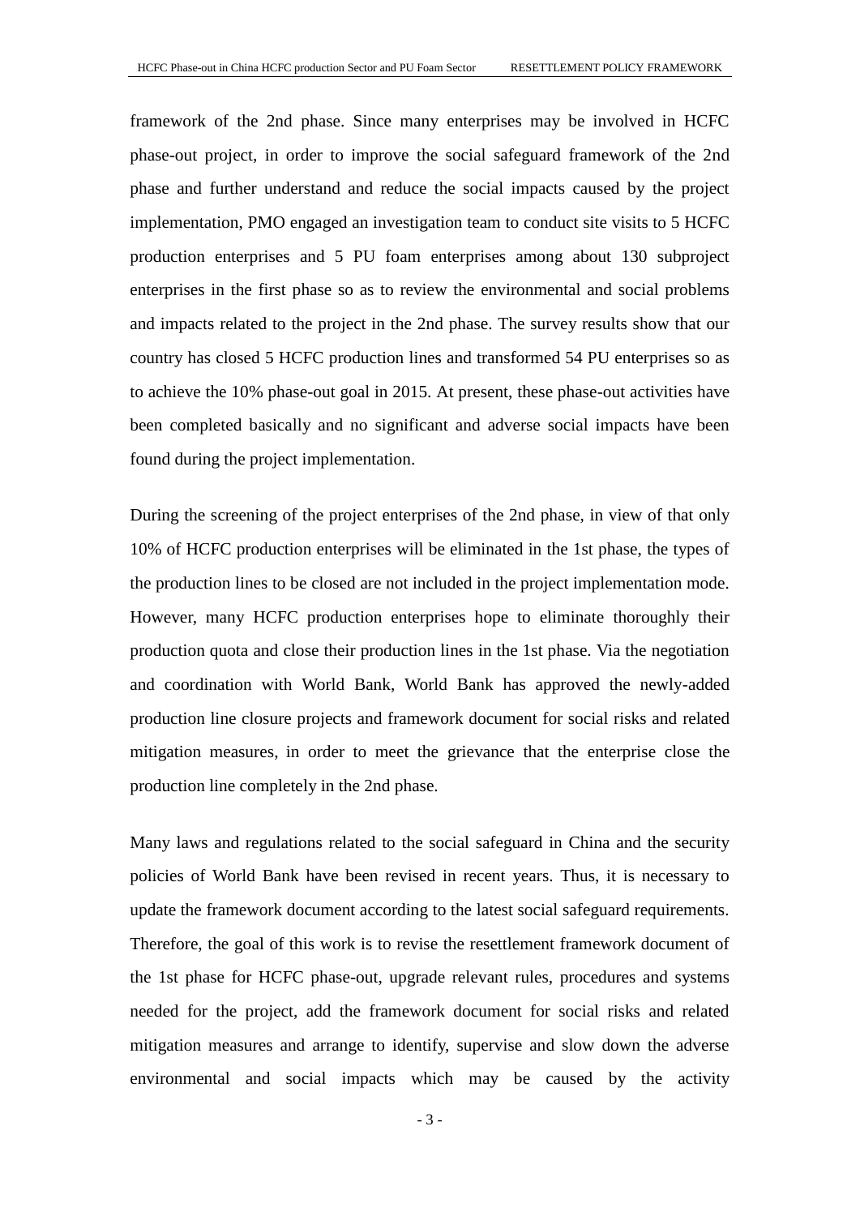framework of the 2nd phase. Since many enterprises may be involved in HCFC phase-out project, in order to improve the social safeguard framework of the 2nd phase and further understand and reduce the social impacts caused by the project implementation, PMO engaged an investigation team to conduct site visits to 5 HCFC production enterprises and 5 PU foam enterprises among about 130 subproject enterprises in the first phase so as to review the environmental and social problems and impacts related to the project in the 2nd phase. The survey results show that our country has closed 5 HCFC production lines and transformed 54 PU enterprises so as to achieve the 10% phase-out goal in 2015. At present, these phase-out activities have been completed basically and no significant and adverse social impacts have been found during the project implementation.

During the screening of the project enterprises of the 2nd phase, in view of that only 10% of HCFC production enterprises will be eliminated in the 1st phase, the types of the production lines to be closed are not included in the project implementation mode. However, many HCFC production enterprises hope to eliminate thoroughly their production quota and close their production lines in the 1st phase. Via the negotiation and coordination with World Bank, World Bank has approved the newly-added production line closure projects and framework document for social risks and related mitigation measures, in order to meet the grievance that the enterprise close the production line completely in the 2nd phase.

Many laws and regulations related to the social safeguard in China and the security policies of World Bank have been revised in recent years. Thus, it is necessary to update the framework document according to the latest social safeguard requirements. Therefore, the goal of this work is to revise the resettlement framework document of the 1st phase for HCFC phase-out, upgrade relevant rules, procedures and systems needed for the project, add the framework document for social risks and related mitigation measures and arrange to identify, supervise and slow down the adverse environmental and social impacts which may be caused by the activity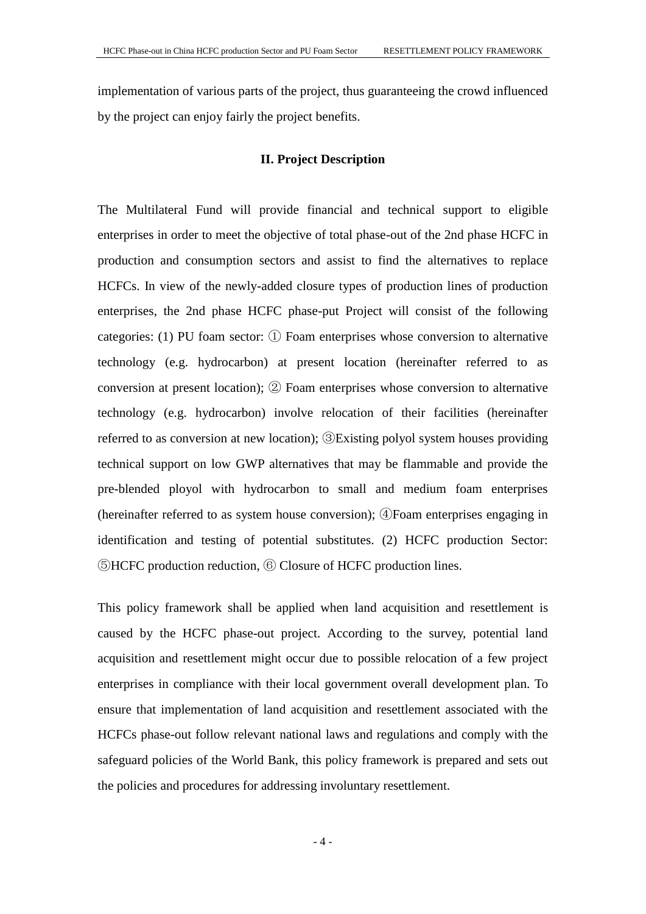implementation of various parts of the project, thus guaranteeing the crowd influenced by the project can enjoy fairly the project benefits.

## II. Project Description

The Multilateral Fund will provide financial and technical support to eligible enterprises in order to meet the objective of total phase-out of the 2nd phase HCFC in production and consumption sectors and assist to find the alternatives to replace HCFCs. In view of the newly-added closure types of production lines of production enterprises, the 2nd phase HCFC phase-put Project will consist of the following categories: (1) PU foam sector: ① Foam enterprises whose conversion to alternative technology (e.g. hydrocarbon) at present location (hereinafter referred to as conversion at present location); ② Foam enterprises whose conversion to alternative technology (e.g. hydrocarbon) involve relocation of their facilities (hereinafter referred to as conversion at new location); ③Existing polyol system houses providing technical support on low GWP alternatives that may be flammable and provide the pre-blended ployol with hydrocarbon to small and medium foam enterprises (hereinafter referred to as system house conversion); ④Foam enterprises engaging in identification and testing of potential substitutes. (2) HCFC production Sector: ⑤HCFC production reduction, ⑥ Closure of HCFC production lines.

This policy framework shall be applied when land acquisition and resettlement is caused by the HCFC phase-out project. According to the survey, potential land acquisition and resettlement might occur due to possible relocation of a few project enterprises in compliance with their local government overall development plan. To ensure that implementation of land acquisition and resettlement associated with the HCFCs phase-out follow relevant national laws and regulations and comply with the safeguard policies of the World Bank, this policy framework is prepared and sets out the policies and procedures for addressing involuntary resettlement.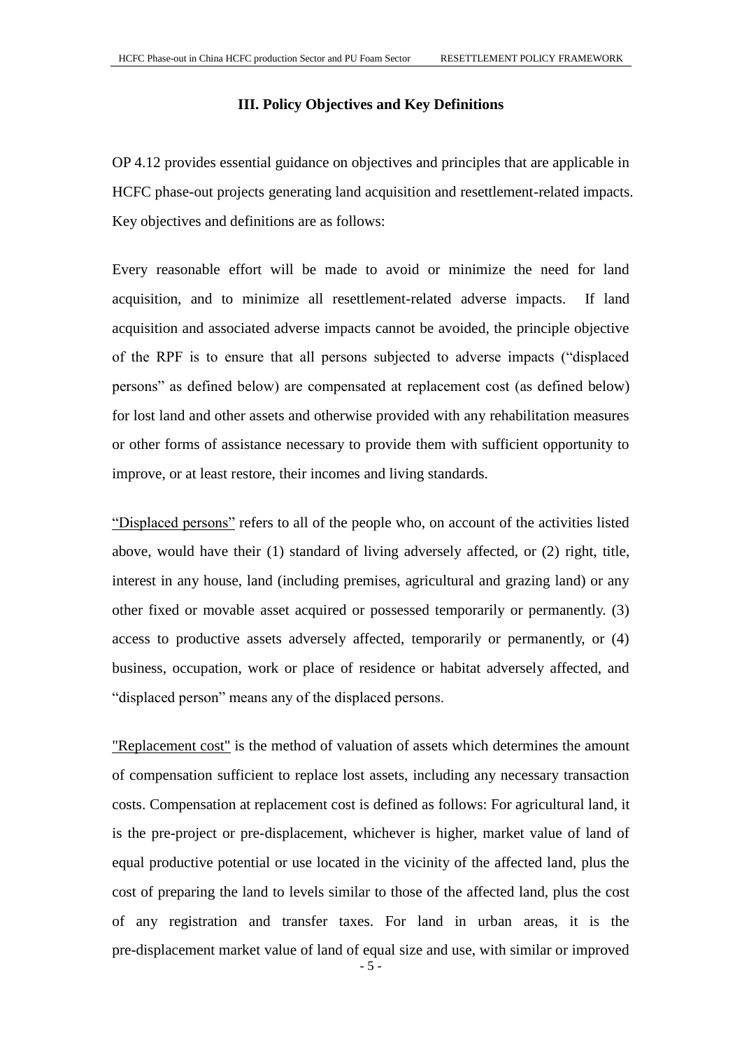### III. Policy Objectives and Key Definitions

OP 4.12 provides essential guidance on objectives and principles that are applicable in HCFC phase-out projects generating land acquisition and resettlement-related impacts. Key objectives and definitions are as follows:

Every reasonable effort will be made to avoid or minimize the need for land acquisition, and to minimize all resettlement-related adverse impacts. If land acquisition and associated adverse impacts cannot be avoided, the principle objective of the RPF is to ensure that all persons subjected to adverse impacts ("displaced persons" as defined below) are compensated at replacement cost (as defined below) for lost land and other assets and otherwise provided with any rehabilitation measures or other forms of assistance necessary to provide them with sufficient opportunity to improve, or at least restore, their incomes and living standards.

<u>"Displaced persons"</u> refers to all of the people who, on account of the activities listed above, would have their (1) standard of living adversely affected, or (2) right, title, interest in any house, land (including premises, agricultural and grazing land) or any other fixed or movable asset acquired or possessed temporarily or permanently. (3) access to productive assets adversely affected, temporarily or permanently, or (4) business, occupation, work or place of residence or habitat adversely affected, and "displaced person" means any of the displaced persons.

<u>"Replacement cost"</u> is the method of valuation of assets which determines the amount of compensation sufficient to replace lost assets, including any necessary transaction costs. Compensation at replacement cost is defined as follows: For agricultural land, it is the pre-project or pre-displacement, whichever is higher, market value of land of equal productive potential or use located in the vicinity of the affected land, plus the cost of preparing the land to levels similar to those of the affected land, plus the cost of any registration and transfer taxes. For land in urban areas, it is the pre-displacement market value of land of equal size and use, with similar or improved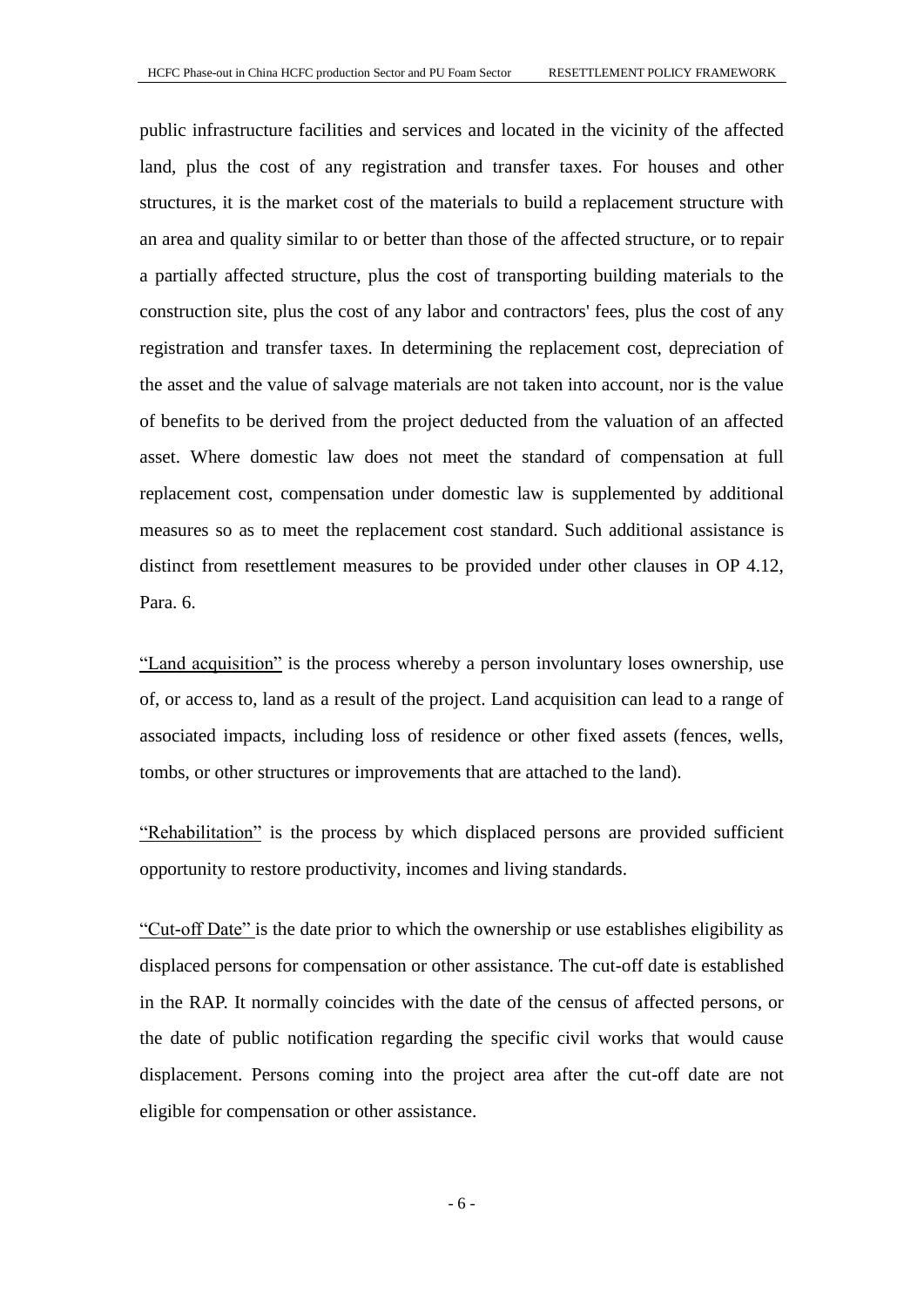public infrastructure facilities and services and located in the vicinity of the affected land, plus the cost of any registration and transfer taxes. For houses and other structures, it is the market cost of the materials to build a replacement structure with an area and quality similar to or better than those of the affected structure, or to repair a partially affected structure, plus the cost of transporting building materials to the construction site, plus the cost of any labor and contractors' fees, plus the cost of any registration and transfer taxes. In determining the replacement cost, depreciation of the asset and the value of salvage materials are not taken into account, nor is the value of benefits to be derived from the project deducted from the valuation of an affected asset. Where domestic law does not meet the standard of compensation at full replacement cost, compensation under domestic law is supplemented by additional measures so as to meet the replacement cost standard. Such additional assistance is distinct from resettlement measures to be provided under other clauses in OP 4.12, Para. 6.

"Land acquisition" is the process whereby a person involuntary loses ownership, use of, or access to, land as a result of the project. Land acquisition can lead to a range of associated impacts, including loss of residence or other fixed assets (fences, wells, tombs, or other structures or improvements that are attached to the land).

"Rehabilitation" is the process by which displaced persons are provided sufficient opportunity to restore productivity, incomes and living standards.

"Cut-off Date" is the date prior to which the ownership or use establishes eligibility as displaced persons for compensation or other assistance. The cut-off date is established in the RAP. It normally coincides with the date of the census of affected persons, or the date of public notification regarding the specific civil works that would cause displacement. Persons coming into the project area after the cut-off date are not eligible for compensation or other assistance.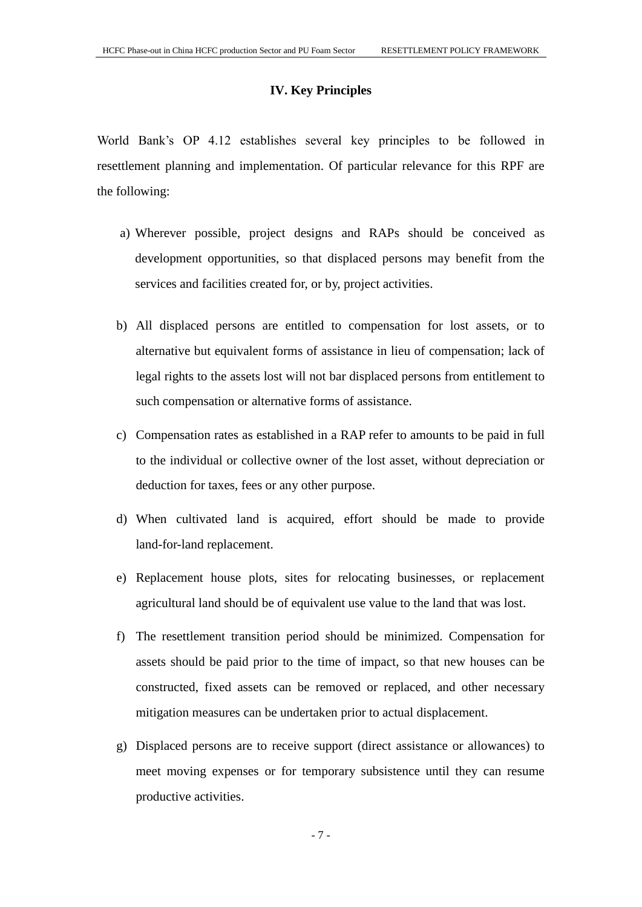## IV. Key Principles

World Bank's OP 4.12 establishes several key principles to be followed in resettlement planning and implementation. Of particular relevance for this RPF are the following:

a) Wherever possible, project designs and RAPs should be conceived as development opportunities, so that displaced persons may benefit from the services and facilities created for, or by, project activities.

b) All displaced persons are entitled to compensation for lost assets, or to alternative but equivalent forms of assistance in lieu of compensation; lack of legal rights to the assets lost will not bar displaced persons from entitlement to such compensation or alternative forms of assistance.

c) Compensation rates as established in a RAP refer to amounts to be paid in full to the individual or collective owner of the lost asset, without depreciation or deduction for taxes, fees or any other purpose.

d) When cultivated land is acquired, effort should be made to provide land-for-land replacement.

e) Replacement house plots, sites for relocating businesses, or replacement agricultural land should be of equivalent use value to the land that was lost.

f) The resettlement transition period should be minimized. Compensation for assets should be paid prior to the time of impact, so that new houses can be constructed, fixed assets can be removed or replaced, and other necessary mitigation measures can be undertaken prior to actual displacement.

g) Displaced persons are to receive support (direct assistance or allowances) to meet moving expenses or for temporary subsistence until they can resume productive activities.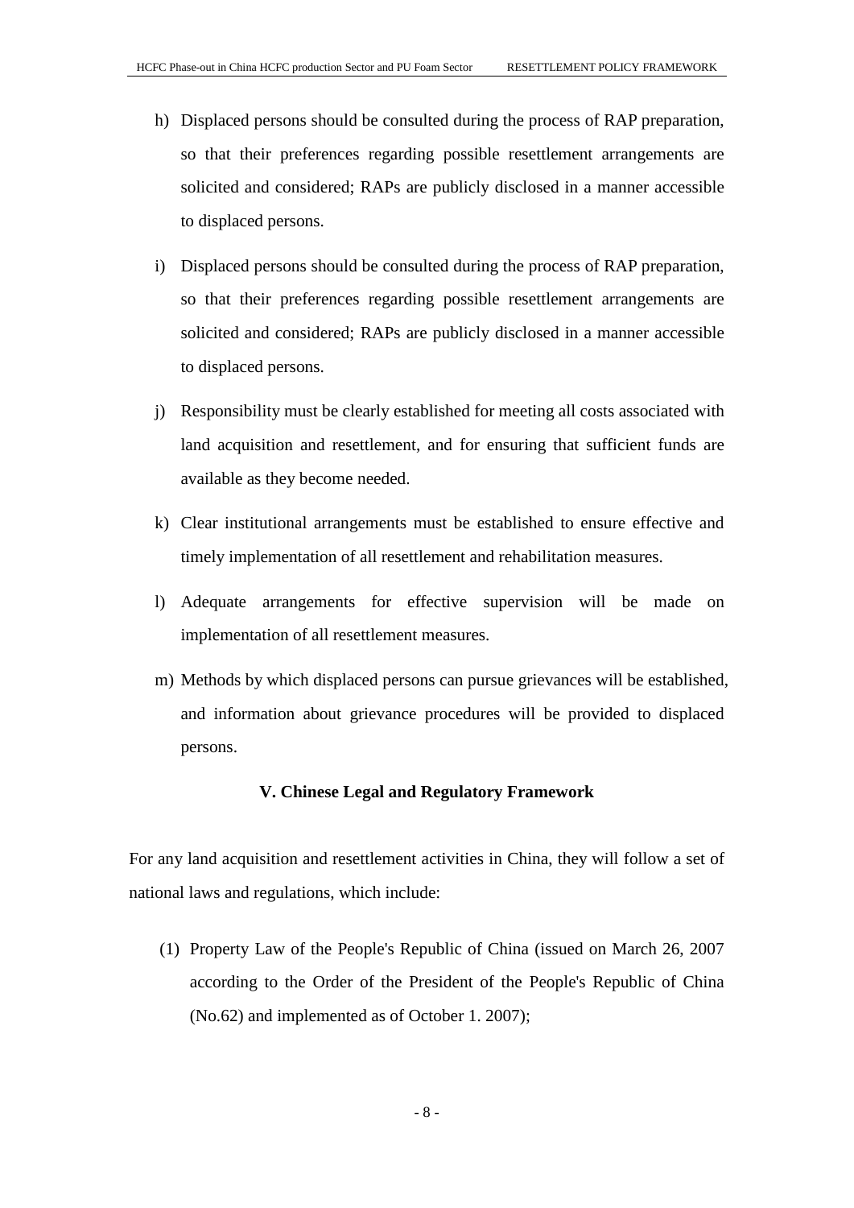h) Displaced persons should be consulted during the process of RAP preparation, so that their preferences regarding possible resettlement arrangements are solicited and considered; RAPs are publicly disclosed in a manner accessible to displaced persons.

i) Displaced persons should be consulted during the process of RAP preparation, so that their preferences regarding possible resettlement arrangements are solicited and considered; RAPs are publicly disclosed in a manner accessible to displaced persons.

j) Responsibility must be clearly established for meeting all costs associated with land acquisition and resettlement, and for ensuring that sufficient funds are available as they become needed.

k) Clear institutional arrangements must be established to ensure effective and timely implementation of all resettlement and rehabilitation measures.

l) Adequate arrangements for effective supervision will be made on implementation of all resettlement measures.

m) Methods by which displaced persons can pursue grievances will be established, and information about grievance procedures will be provided to displaced persons.

## V. Chinese Legal and Regulatory Framework

For any land acquisition and resettlement activities in China, they will follow a set of national laws and regulations, which include:

(1) Property Law of the People's Republic of China (issued on March 26, 2007 according to the Order of the President of the People's Republic of China (No.62) and implemented as of October 1. 2007);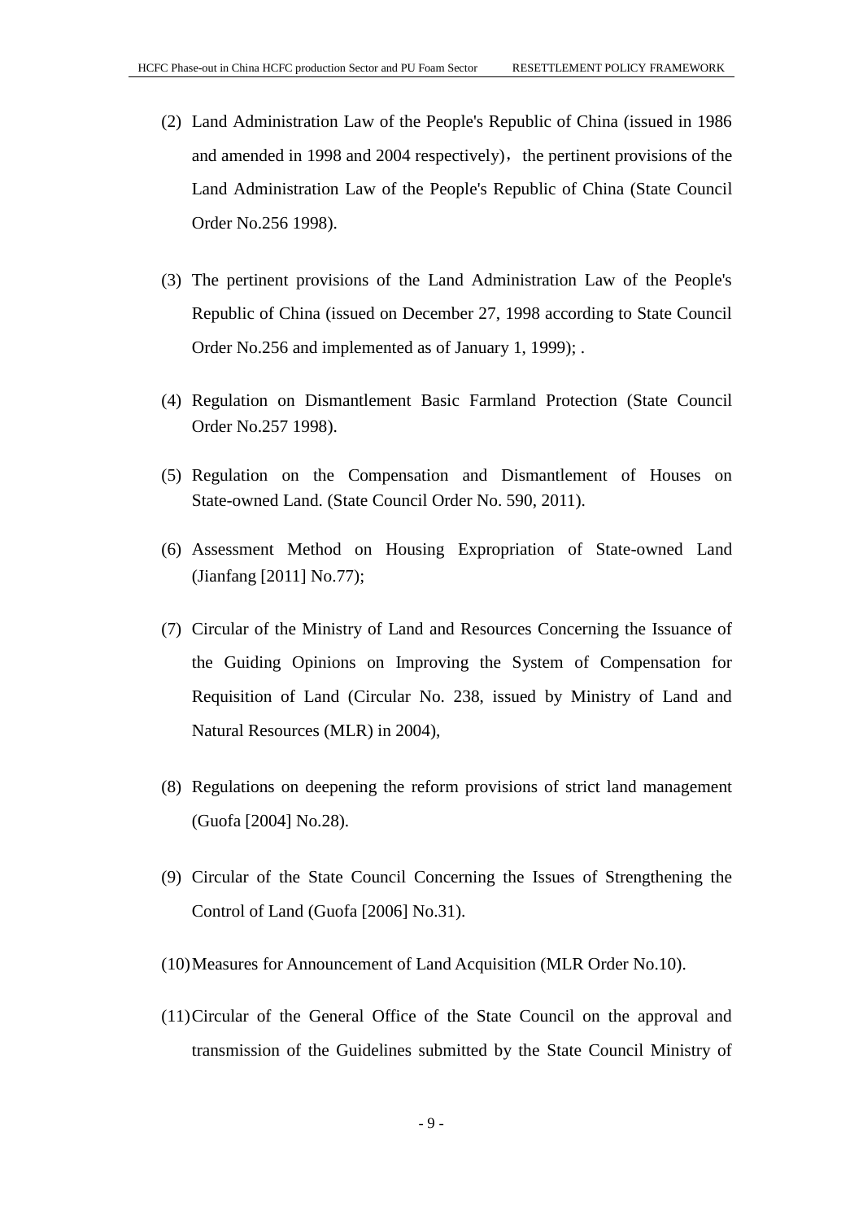(2) Land Administration Law of the People's Republic of China (issued in 1986 and amended in 1998 and 2004 respectively)，the pertinent provisions of the Land Administration Law of the People's Republic of China (State Council Order No.256 1998).

(3) The pertinent provisions of the Land Administration Law of the People's Republic of China (issued on December 27, 1998 according to State Council Order No.256 and implemented as of January 1, 1999); .

(4) Regulation on Dismantlement Basic Farmland Protection (State Council Order No.257 1998).

(5) Regulation on the Compensation and Dismantlement of Houses on State-owned Land. (State Council Order No. 590, 2011).

(6) Assessment Method on Housing Expropriation of State-owned Land (Jianfang [2011] No.77);

(7) Circular of the Ministry of Land and Resources Concerning the Issuance of the Guiding Opinions on Improving the System of Compensation for Requisition of Land (Circular No. 238, issued by Ministry of Land and Natural Resources (MLR) in 2004),

(8) Regulations on deepening the reform provisions of strict land management (Guofa [2004] No.28).

(9) Circular of the State Council Concerning the Issues of Strengthening the Control of Land (Guofa [2006] No.31).

(10) Measures for Announcement of Land Acquisition (MLR Order No.10).

(11) Circular of the General Office of the State Council on the approval and transmission of the Guidelines submitted by the State Council Ministry of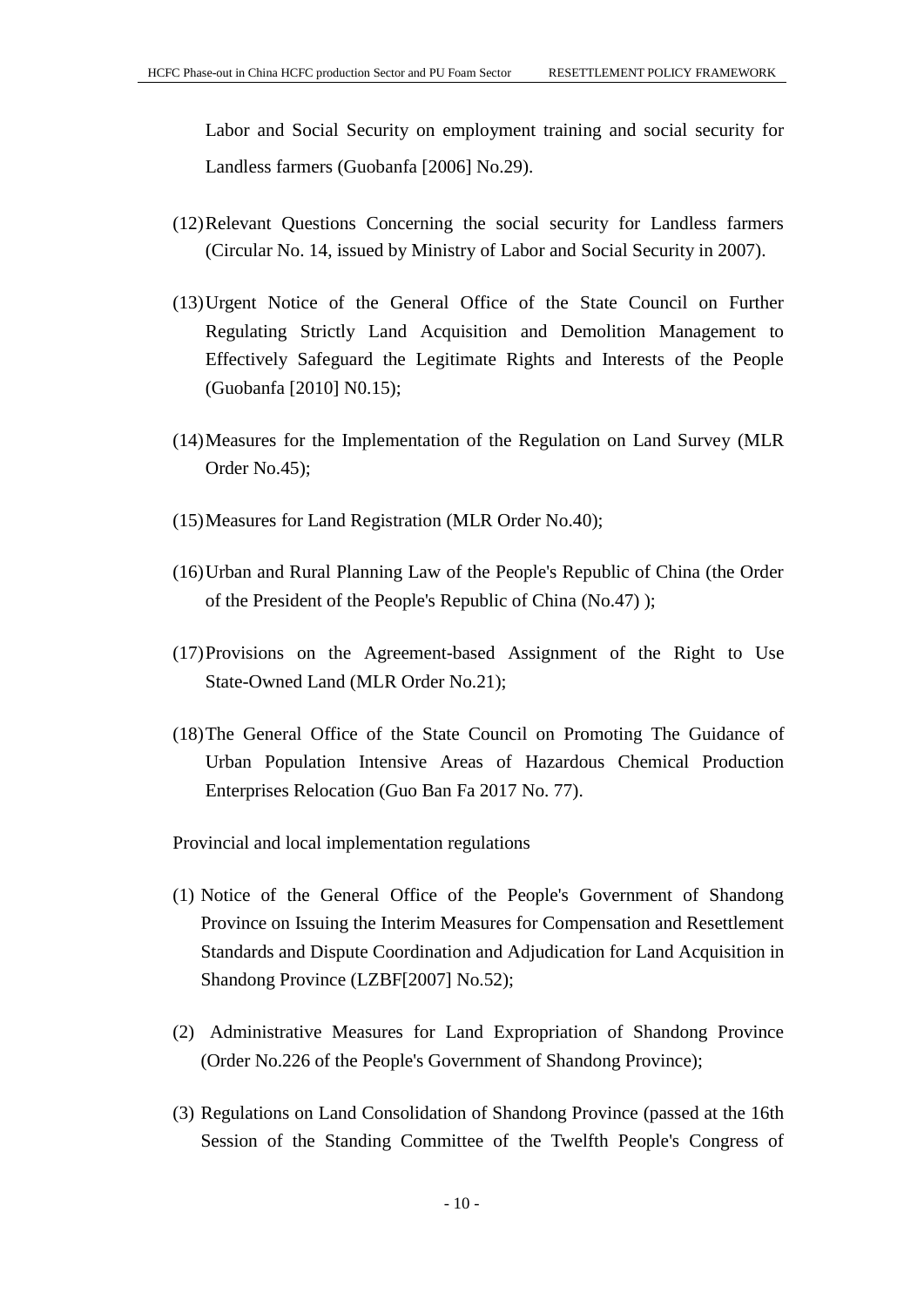Labor and Social Security on employment training and social security for Landless farmers (Guobanfa [2006] No.29).

(12) Relevant Questions Concerning the social security for Landless farmers (Circular No. 14, issued by Ministry of Labor and Social Security in 2007).

(13) Urgent Notice of the General Office of the State Council on Further Regulating Strictly Land Acquisition and Demolition Management to Effectively Safeguard the Legitimate Rights and Interests of the People (Guobanfa [2010] N0.15);

(14) Measures for the Implementation of the Regulation on Land Survey (MLR Order No.45);

(15) Measures for Land Registration (MLR Order No.40);

(16) Urban and Rural Planning Law of the People's Republic of China (the Order of the President of the People's Republic of China (No.47) );

(17) Provisions on the Agreement-based Assignment of the Right to Use State-Owned Land (MLR Order No.21);

(18) The General Office of the State Council on Promoting The Guidance of Urban Population Intensive Areas of Hazardous Chemical Production Enterprises Relocation (Guo Ban Fa 2017 No. 77).

Provincial and local implementation regulations

(1) Notice of the General Office of the People's Government of Shandong Province on Issuing the Interim Measures for Compensation and Resettlement Standards and Dispute Coordination and Adjudication for Land Acquisition in Shandong Province (LZBF[2007] No.52);

(2) Administrative Measures for Land Expropriation of Shandong Province (Order No.226 of the People's Government of Shandong Province);

(3) Regulations on Land Consolidation of Shandong Province (passed at the 16th Session of the Standing Committee of the Twelfth People's Congress of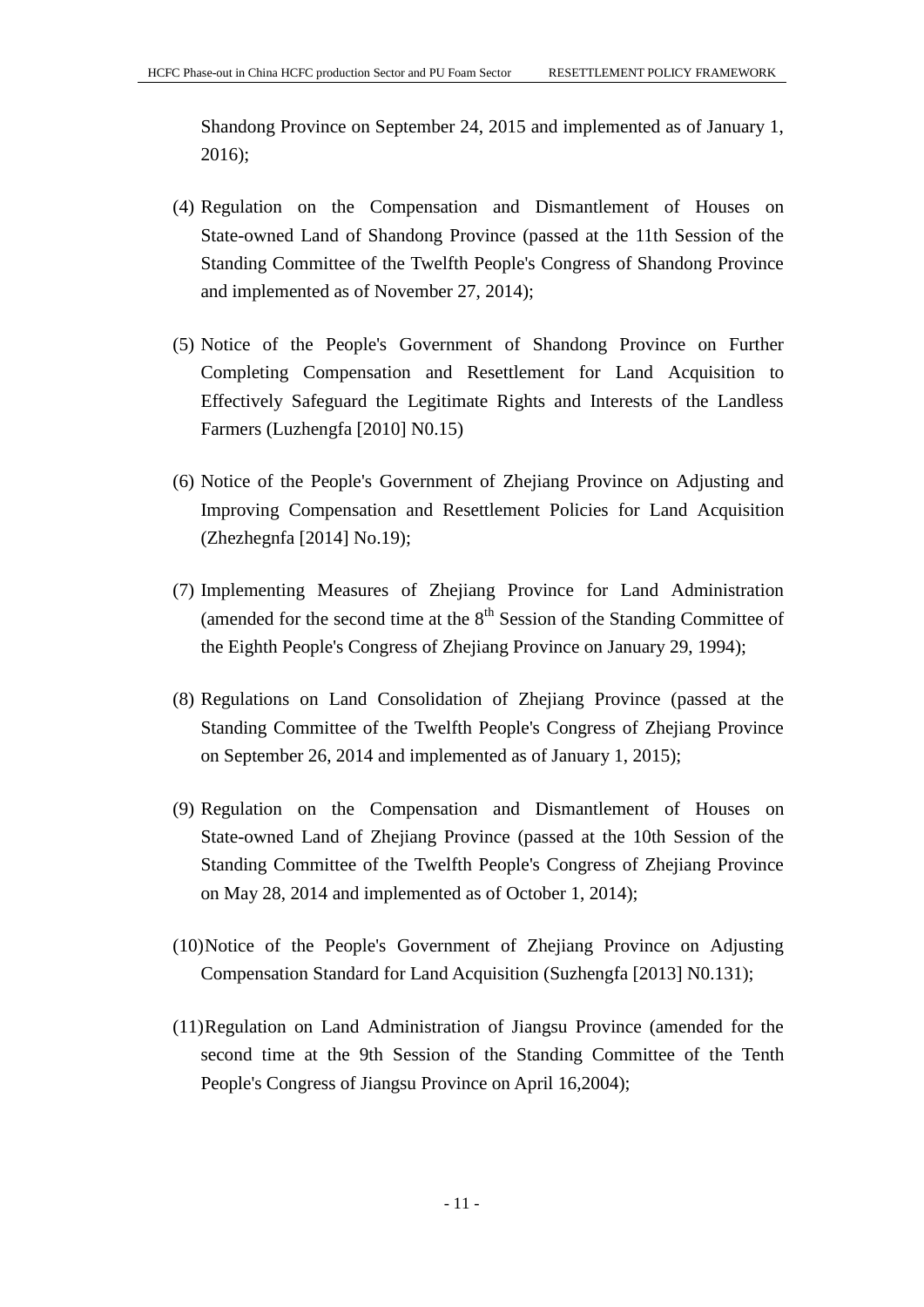Shandong Province on September 24, 2015 and implemented as of January 1, 2016);

(4) Regulation on the Compensation and Dismantlement of Houses on State-owned Land of Shandong Province (passed at the 11th Session of the Standing Committee of the Twelfth People's Congress of Shandong Province and implemented as of November 27, 2014);

(5) Notice of the People's Government of Shandong Province on Further Completing Compensation and Resettlement for Land Acquisition to Effectively Safeguard the Legitimate Rights and Interests of the Landless Farmers (Luzhengfa [2010] N0.15)

(6) Notice of the People's Government of Zhejiang Province on Adjusting and Improving Compensation and Resettlement Policies for Land Acquisition (Zhezhegnfa [2014] No.19);

(7) Implementing Measures of Zhejiang Province for Land Administration (amended for the second time at the 8th Session of the Standing Committee of the Eighth People's Congress of Zhejiang Province on January 29, 1994);

(8) Regulations on Land Consolidation of Zhejiang Province (passed at the Standing Committee of the Twelfth People's Congress of Zhejiang Province on September 26, 2014 and implemented as of January 1, 2015);

(9) Regulation on the Compensation and Dismantlement of Houses on State-owned Land of Zhejiang Province (passed at the 10th Session of the Standing Committee of the Twelfth People's Congress of Zhejiang Province on May 28, 2014 and implemented as of October 1, 2014);

(10) Notice of the People's Government of Zhejiang Province on Adjusting Compensation Standard for Land Acquisition (Suzhengfa [2013] N0.131);

(11) Regulation on Land Administration of Jiangsu Province (amended for the second time at the 9th Session of the Standing Committee of the Tenth People's Congress of Jiangsu Province on April 16,2004);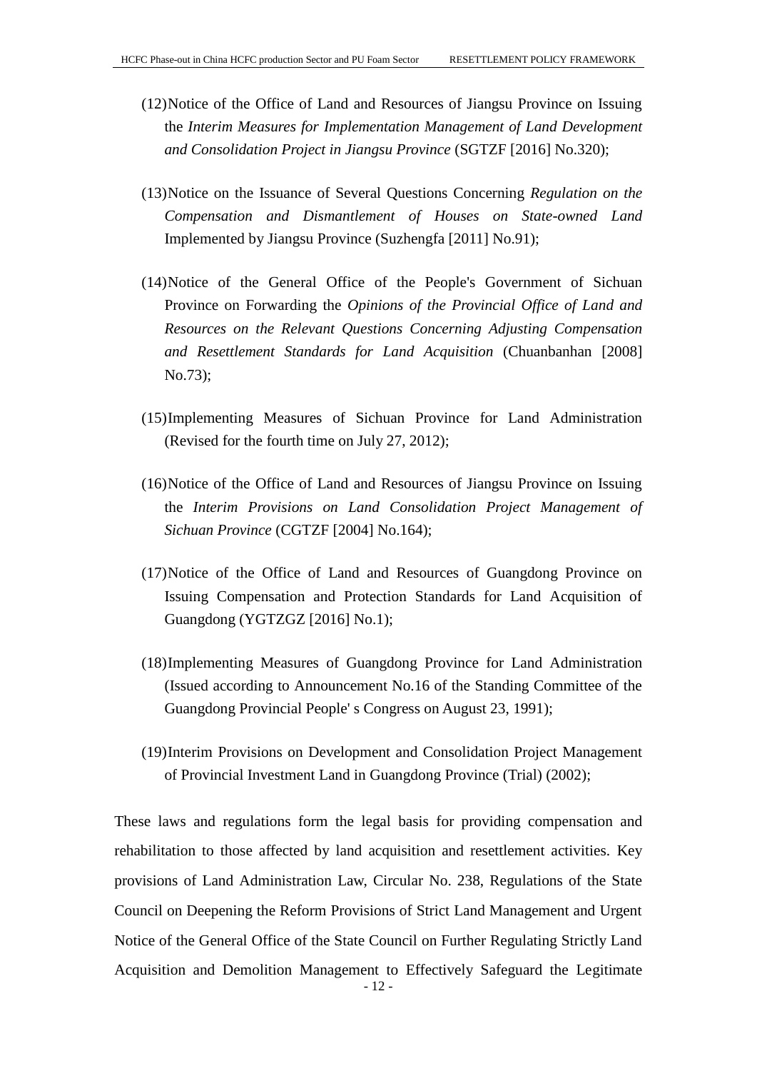(12) Notice of the Office of Land and Resources of Jiangsu Province on Issuing the *Interim Measures for Implementation Management of Land Development and Consolidation Project in Jiangsu Province* (SGTZF [2016] No.320);

(13) Notice on the Issuance of Several Questions Concerning *Regulation on the Compensation and Dismantlement of Houses on State-owned Land* Implemented by Jiangsu Province (Suzhengfa [2011] No.91);

(14) Notice of the General Office of the People's Government of Sichuan Province on Forwarding the *Opinions of the Provincial Office of Land and Resources on the Relevant Questions Concerning Adjusting Compensation and Resettlement Standards for Land Acquisition* (Chuanbanhan [2008] No.73);

(15) Implementing Measures of Sichuan Province for Land Administration (Revised for the fourth time on July 27, 2012);

(16) Notice of the Office of Land and Resources of Jiangsu Province on Issuing the *Interim Provisions on Land Consolidation Project Management of Sichuan Province* (CGTZF [2004] No.164);

(17) Notice of the Office of Land and Resources of Guangdong Province on Issuing Compensation and Protection Standards for Land Acquisition of Guangdong (YGTZGZ [2016] No.1);

(18) Implementing Measures of Guangdong Province for Land Administration (Issued according to Announcement No.16 of the Standing Committee of the Guangdong Provincial People' s Congress on August 23, 1991);

(19) Interim Provisions on Development and Consolidation Project Management of Provincial Investment Land in Guangdong Province (Trial) (2002);

These laws and regulations form the legal basis for providing compensation and rehabilitation to those affected by land acquisition and resettlement activities. Key provisions of Land Administration Law, Circular No. 238, Regulations of the State Council on Deepening the Reform Provisions of Strict Land Management and Urgent Notice of the General Office of the State Council on Further Regulating Strictly Land Acquisition and Demolition Management to Effectively Safeguard the Legitimate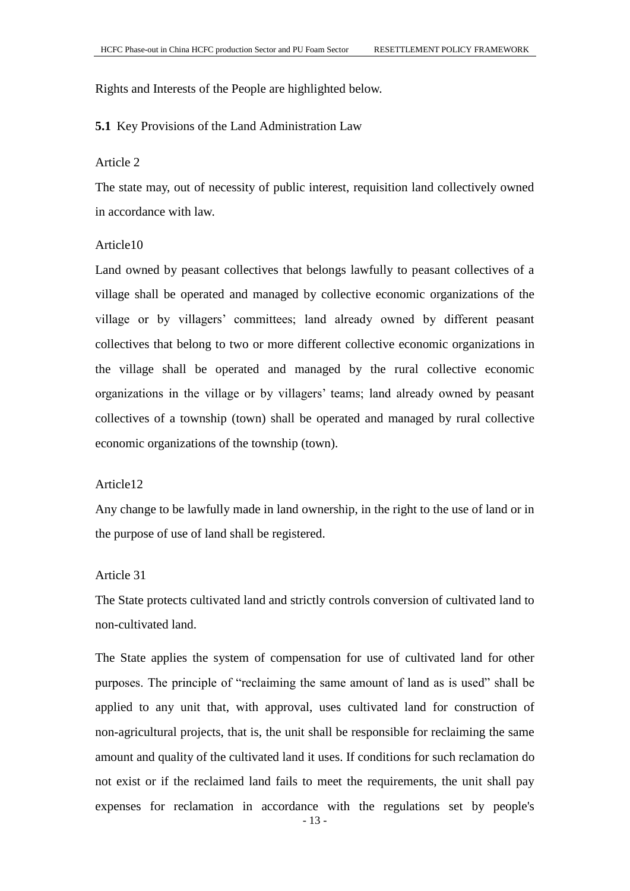Rights and Interests of the People are highlighted below.

**5.1** Key Provisions of the Land Administration Law

Article 2

The state may, out of necessity of public interest, requisition land collectively owned in accordance with law.

Article10

Land owned by peasant collectives that belongs lawfully to peasant collectives of a village shall be operated and managed by collective economic organizations of the village or by villagers' committees; land already owned by different peasant collectives that belong to two or more different collective economic organizations in the village shall be operated and managed by the rural collective economic organizations in the village or by villagers' teams; land already owned by peasant collectives of a township (town) shall be operated and managed by rural collective economic organizations of the township (town).

Article12

Any change to be lawfully made in land ownership, in the right to the use of land or in the purpose of use of land shall be registered.

Article 31

The State protects cultivated land and strictly controls conversion of cultivated land to non-cultivated land.

The State applies the system of compensation for use of cultivated land for other purposes. The principle of "reclaiming the same amount of land as is used" shall be applied to any unit that, with approval, uses cultivated land for construction of non-agricultural projects, that is, the unit shall be responsible for reclaiming the same amount and quality of the cultivated land it uses. If conditions for such reclamation do not exist or if the reclaimed land fails to meet the requirements, the unit shall pay expenses for reclamation in accordance with the regulations set by people's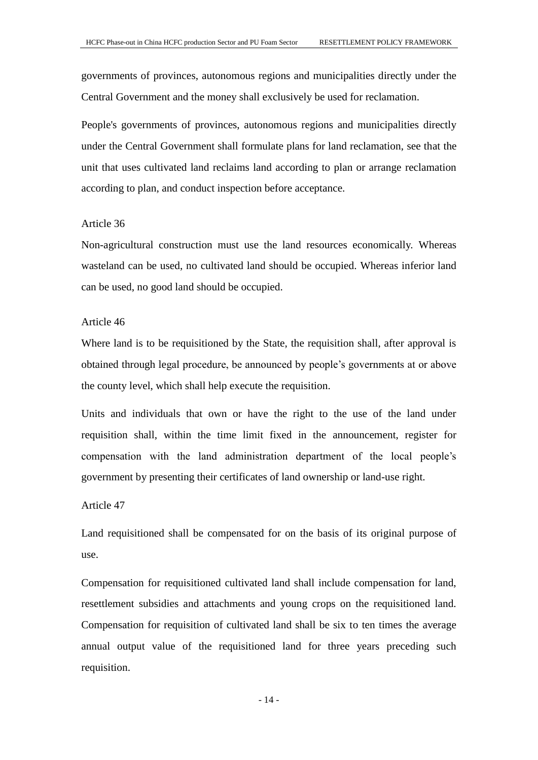governments of provinces, autonomous regions and municipalities directly under the Central Government and the money shall exclusively be used for reclamation.

People's governments of provinces, autonomous regions and municipalities directly under the Central Government shall formulate plans for land reclamation, see that the unit that uses cultivated land reclaims land according to plan or arrange reclamation according to plan, and conduct inspection before acceptance.

Article 36

Non-agricultural construction must use the land resources economically. Whereas wasteland can be used, no cultivated land should be occupied. Whereas inferior land can be used, no good land should be occupied.

Article 46

Where land is to be requisitioned by the State, the requisition shall, after approval is obtained through legal procedure, be announced by people's governments at or above the county level, which shall help execute the requisition.

Units and individuals that own or have the right to the use of the land under requisition shall, within the time limit fixed in the announcement, register for compensation with the land administration department of the local people's government by presenting their certificates of land ownership or land-use right.

Article 47

Land requisitioned shall be compensated for on the basis of its original purpose of use.

Compensation for requisitioned cultivated land shall include compensation for land, resettlement subsidies and attachments and young crops on the requisitioned land. Compensation for requisition of cultivated land shall be six to ten times the average annual output value of the requisitioned land for three years preceding such requisition.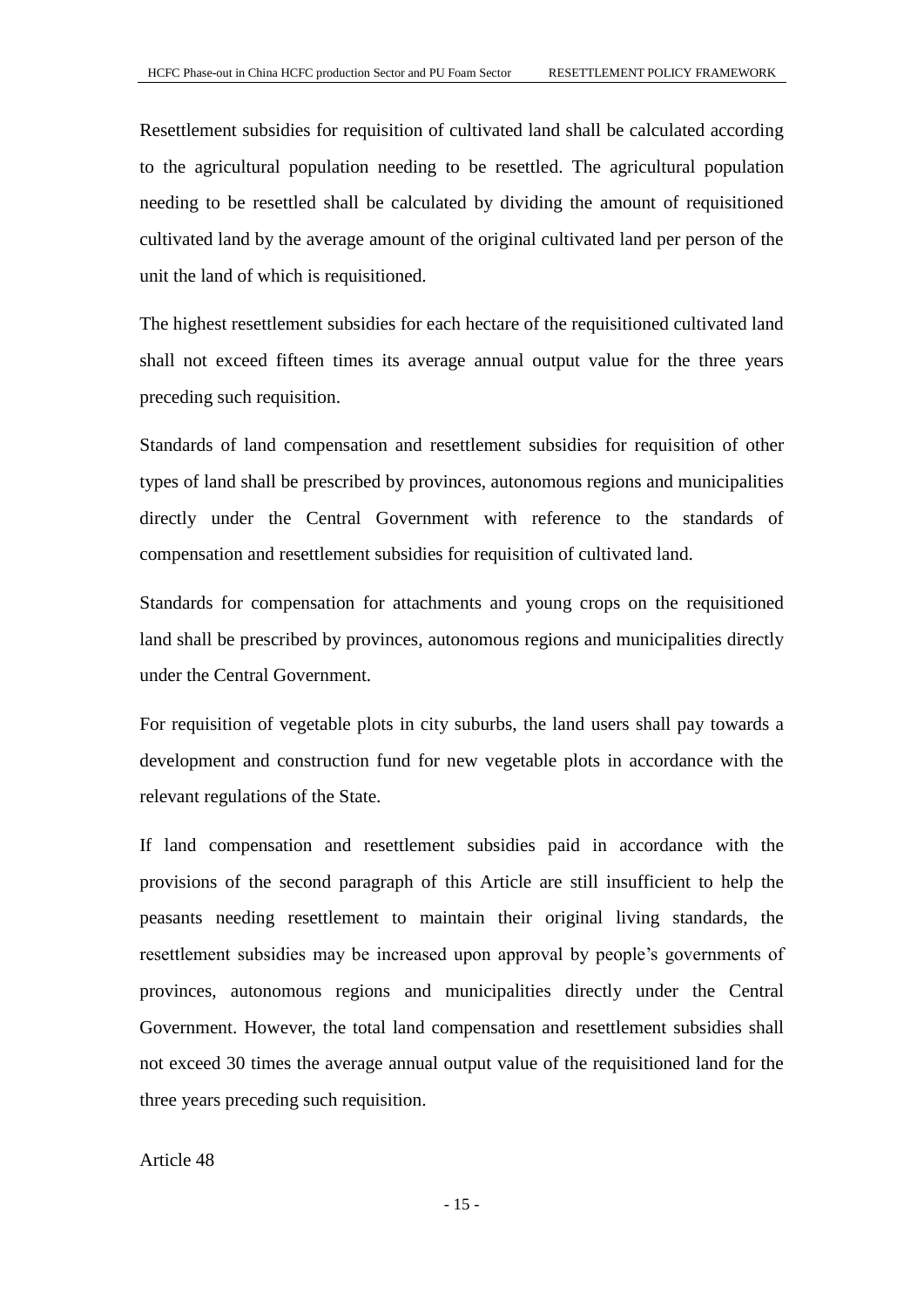Resettlement subsidies for requisition of cultivated land shall be calculated according to the agricultural population needing to be resettled. The agricultural population needing to be resettled shall be calculated by dividing the amount of requisitioned cultivated land by the average amount of the original cultivated land per person of the unit the land of which is requisitioned.

The highest resettlement subsidies for each hectare of the requisitioned cultivated land shall not exceed fifteen times its average annual output value for the three years preceding such requisition.

Standards of land compensation and resettlement subsidies for requisition of other types of land shall be prescribed by provinces, autonomous regions and municipalities directly under the Central Government with reference to the standards of compensation and resettlement subsidies for requisition of cultivated land.

Standards for compensation for attachments and young crops on the requisitioned land shall be prescribed by provinces, autonomous regions and municipalities directly under the Central Government.

For requisition of vegetable plots in city suburbs, the land users shall pay towards a development and construction fund for new vegetable plots in accordance with the relevant regulations of the State.

If land compensation and resettlement subsidies paid in accordance with the provisions of the second paragraph of this Article are still insufficient to help the peasants needing resettlement to maintain their original living standards, the resettlement subsidies may be increased upon approval by people's governments of provinces, autonomous regions and municipalities directly under the Central Government. However, the total land compensation and resettlement subsidies shall not exceed 30 times the average annual output value of the requisitioned land for the three years preceding such requisition.

Article 48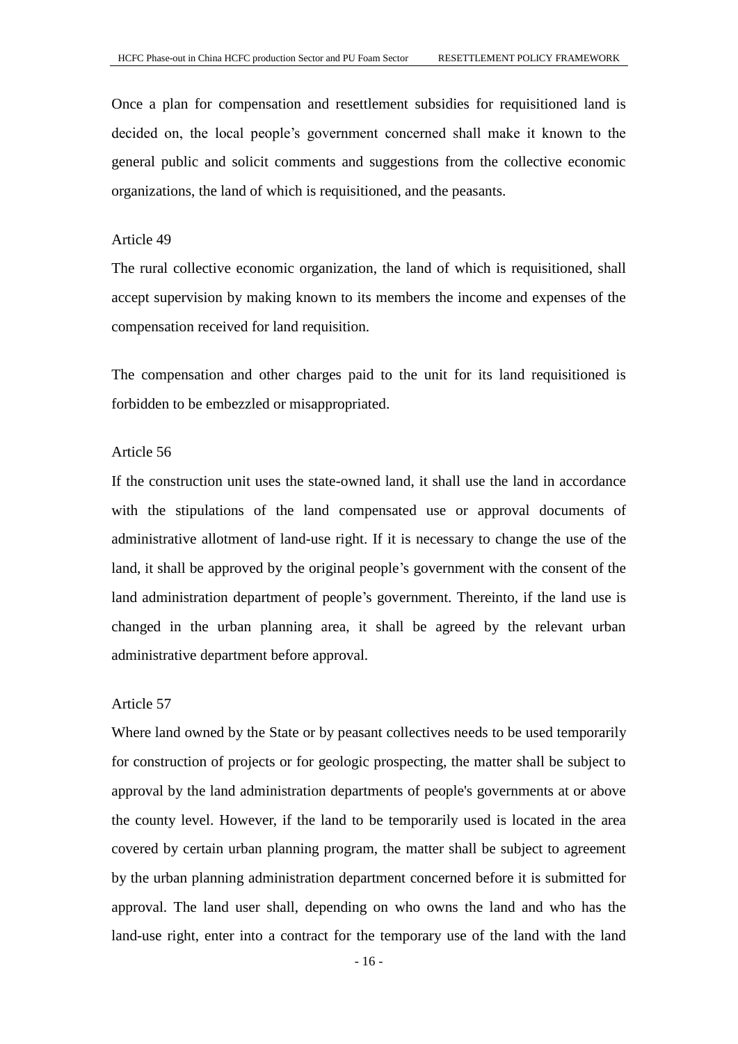Once a plan for compensation and resettlement subsidies for requisitioned land is decided on, the local people's government concerned shall make it known to the general public and solicit comments and suggestions from the collective economic organizations, the land of which is requisitioned, and the peasants.

Article 49

The rural collective economic organization, the land of which is requisitioned, shall accept supervision by making known to its members the income and expenses of the compensation received for land requisition.

The compensation and other charges paid to the unit for its land requisitioned is forbidden to be embezzled or misappropriated.

Article 56

If the construction unit uses the state-owned land, it shall use the land in accordance with the stipulations of the land compensated use or approval documents of administrative allotment of land-use right. If it is necessary to change the use of the land, it shall be approved by the original people's government with the consent of the land administration department of people's government. Thereinto, if the land use is changed in the urban planning area, it shall be agreed by the relevant urban administrative department before approval.

Article 57

Where land owned by the State or by peasant collectives needs to be used temporarily for construction of projects or for geologic prospecting, the matter shall be subject to approval by the land administration departments of people's governments at or above the county level. However, if the land to be temporarily used is located in the area covered by certain urban planning program, the matter shall be subject to agreement by the urban planning administration department concerned before it is submitted for approval. The land user shall, depending on who owns the land and who has the land-use right, enter into a contract for the temporary use of the land with the land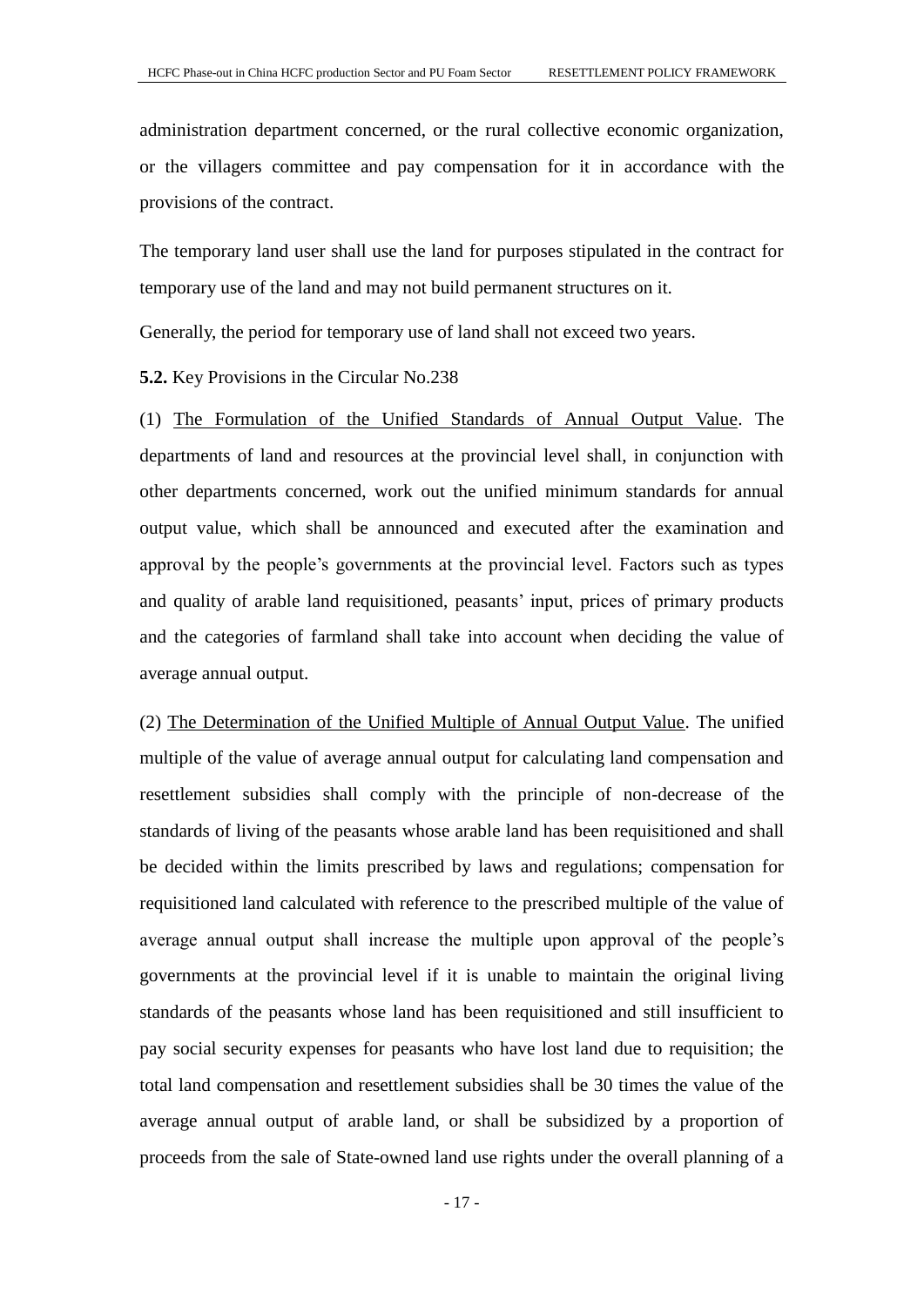administration department concerned, or the rural collective economic organization, or the villagers committee and pay compensation for it in accordance with the provisions of the contract.

The temporary land user shall use the land for purposes stipulated in the contract for temporary use of the land and may not build permanent structures on it.

Generally, the period for temporary use of land shall not exceed two years.

**5.2.** Key Provisions in the Circular No.238

(1) <u>The Formulation of the Unified Standards of Annual Output Value</u>. The departments of land and resources at the provincial level shall, in conjunction with other departments concerned, work out the unified minimum standards for annual output value, which shall be announced and executed after the examination and approval by the people's governments at the provincial level. Factors such as types and quality of arable land requisitioned, peasants' input, prices of primary products and the categories of farmland shall take into account when deciding the value of average annual output.

(2) <u>The Determination of the Unified Multiple of Annual Output Value</u>. The unified multiple of the value of average annual output for calculating land compensation and resettlement subsidies shall comply with the principle of non-decrease of the standards of living of the peasants whose arable land has been requisitioned and shall be decided within the limits prescribed by laws and regulations; compensation for requisitioned land calculated with reference to the prescribed multiple of the value of average annual output shall increase the multiple upon approval of the people's governments at the provincial level if it is unable to maintain the original living standards of the peasants whose land has been requisitioned and still insufficient to pay social security expenses for peasants who have lost land due to requisition; the total land compensation and resettlement subsidies shall be 30 times the value of the average annual output of arable land, or shall be subsidized by a proportion of proceeds from the sale of State-owned land use rights under the overall planning of a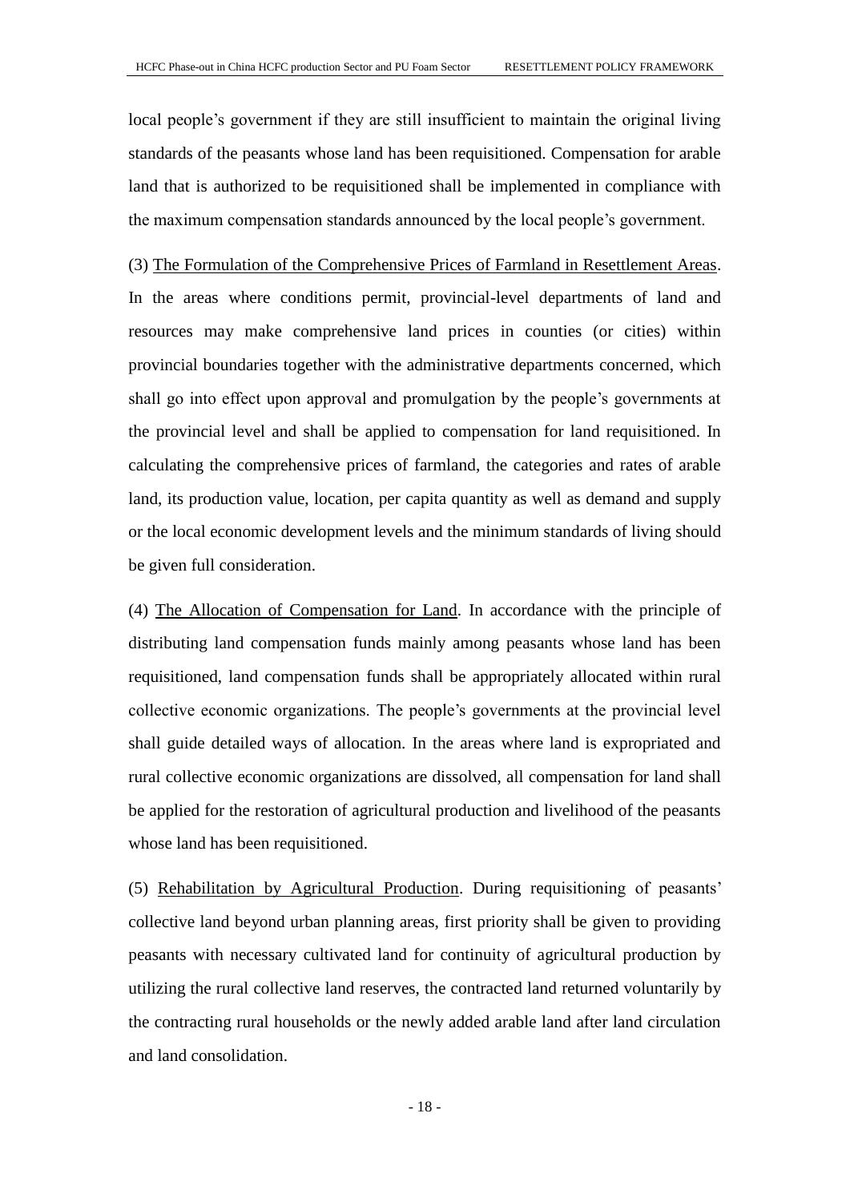local people's government if they are still insufficient to maintain the original living standards of the peasants whose land has been requisitioned. Compensation for arable land that is authorized to be requisitioned shall be implemented in compliance with the maximum compensation standards announced by the local people's government.

(3) <u>The Formulation of the Comprehensive Prices of Farmland in Resettlement Areas</u>. In the areas where conditions permit, provincial-level departments of land and resources may make comprehensive land prices in counties (or cities) within provincial boundaries together with the administrative departments concerned, which shall go into effect upon approval and promulgation by the people's governments at the provincial level and shall be applied to compensation for land requisitioned. In calculating the comprehensive prices of farmland, the categories and rates of arable land, its production value, location, per capita quantity as well as demand and supply or the local economic development levels and the minimum standards of living should be given full consideration.

(4) <u>The Allocation of Compensation for Land</u>. In accordance with the principle of distributing land compensation funds mainly among peasants whose land has been requisitioned, land compensation funds shall be appropriately allocated within rural collective economic organizations. The people's governments at the provincial level shall guide detailed ways of allocation. In the areas where land is expropriated and rural collective economic organizations are dissolved, all compensation for land shall be applied for the restoration of agricultural production and livelihood of the peasants whose land has been requisitioned.

(5) <u>Rehabilitation by Agricultural Production</u>. During requisitioning of peasants' collective land beyond urban planning areas, first priority shall be given to providing peasants with necessary cultivated land for continuity of agricultural production by utilizing the rural collective land reserves, the contracted land returned voluntarily by the contracting rural households or the newly added arable land after land circulation and land consolidation.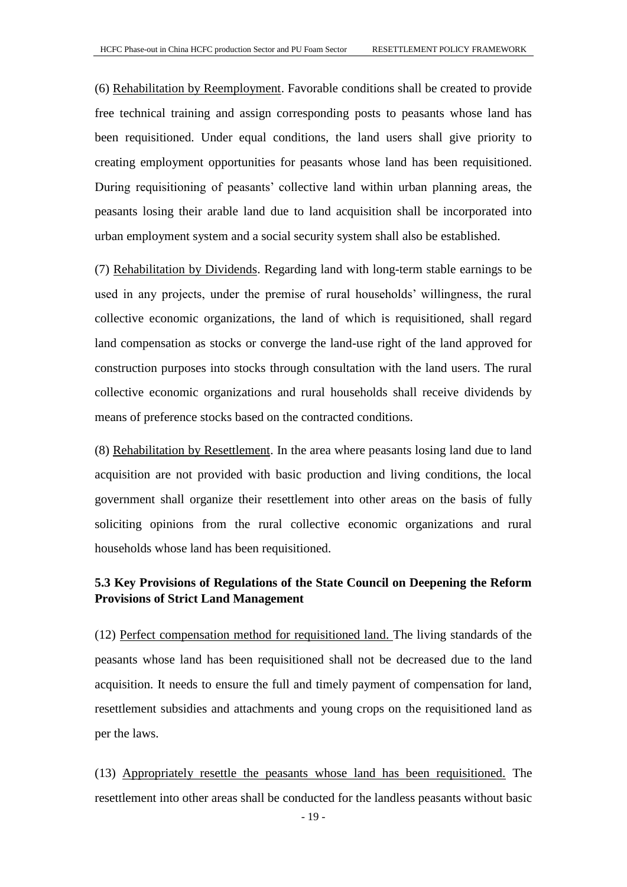(6) Rehabilitation by Reemployment. Favorable conditions shall be created to provide free technical training and assign corresponding posts to peasants whose land has been requisitioned. Under equal conditions, the land users shall give priority to creating employment opportunities for peasants whose land has been requisitioned. During requisitioning of peasants' collective land within urban planning areas, the peasants losing their arable land due to land acquisition shall be incorporated into urban employment system and a social security system shall also be established.

(7) Rehabilitation by Dividends. Regarding land with long-term stable earnings to be used in any projects, under the premise of rural households' willingness, the rural collective economic organizations, the land of which is requisitioned, shall regard land compensation as stocks or converge the land-use right of the land approved for construction purposes into stocks through consultation with the land users. The rural collective economic organizations and rural households shall receive dividends by means of preference stocks based on the contracted conditions.

(8) Rehabilitation by Resettlement. In the area where peasants losing land due to land acquisition are not provided with basic production and living conditions, the local government shall organize their resettlement into other areas on the basis of fully soliciting opinions from the rural collective economic organizations and rural households whose land has been requisitioned.

### 5.3 Key Provisions of Regulations of the State Council on Deepening the Reform Provisions of Strict Land Management

(12) Perfect compensation method for requisitioned land. The living standards of the peasants whose land has been requisitioned shall not be decreased due to the land acquisition. It needs to ensure the full and timely payment of compensation for land, resettlement subsidies and attachments and young crops on the requisitioned land as per the laws.

(13) Appropriately resettle the peasants whose land has been requisitioned. The resettlement into other areas shall be conducted for the landless peasants without basic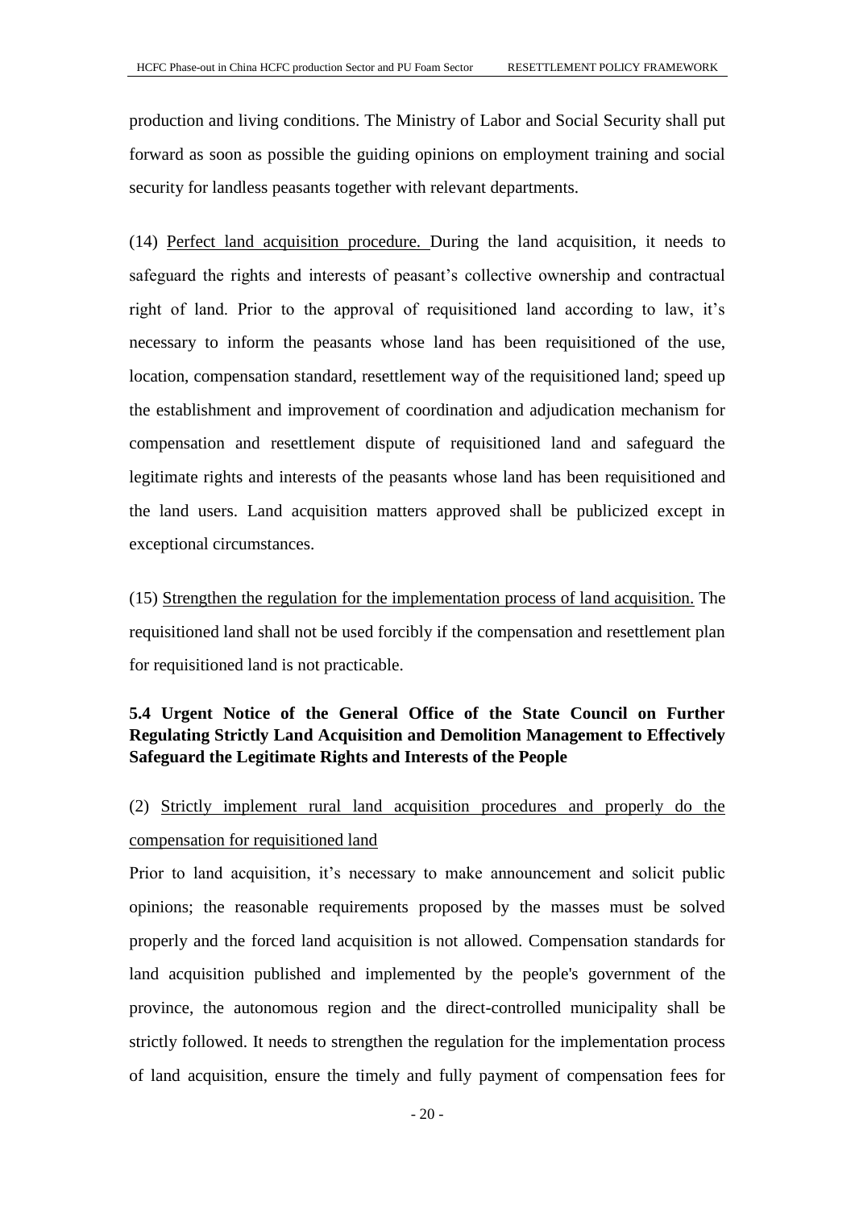production and living conditions. The Ministry of Labor and Social Security shall put forward as soon as possible the guiding opinions on employment training and social security for landless peasants together with relevant departments.

(14) Perfect land acquisition procedure. During the land acquisition, it needs to safeguard the rights and interests of peasant's collective ownership and contractual right of land. Prior to the approval of requisitioned land according to law, it's necessary to inform the peasants whose land has been requisitioned of the use, location, compensation standard, resettlement way of the requisitioned land; speed up the establishment and improvement of coordination and adjudication mechanism for compensation and resettlement dispute of requisitioned land and safeguard the legitimate rights and interests of the peasants whose land has been requisitioned and the land users. Land acquisition matters approved shall be publicized except in exceptional circumstances.

(15) Strengthen the regulation for the implementation process of land acquisition. The requisitioned land shall not be used forcibly if the compensation and resettlement plan for requisitioned land is not practicable.

### 5.4 Urgent Notice of the General Office of the State Council on Further Regulating Strictly Land Acquisition and Demolition Management to Effectively Safeguard the Legitimate Rights and Interests of the People

(2) Strictly implement rural land acquisition procedures and properly do the compensation for requisitioned land

Prior to land acquisition, it's necessary to make announcement and solicit public opinions; the reasonable requirements proposed by the masses must be solved properly and the forced land acquisition is not allowed. Compensation standards for land acquisition published and implemented by the people's government of the province, the autonomous region and the direct-controlled municipality shall be strictly followed. It needs to strengthen the regulation for the implementation process of land acquisition, ensure the timely and fully payment of compensation fees for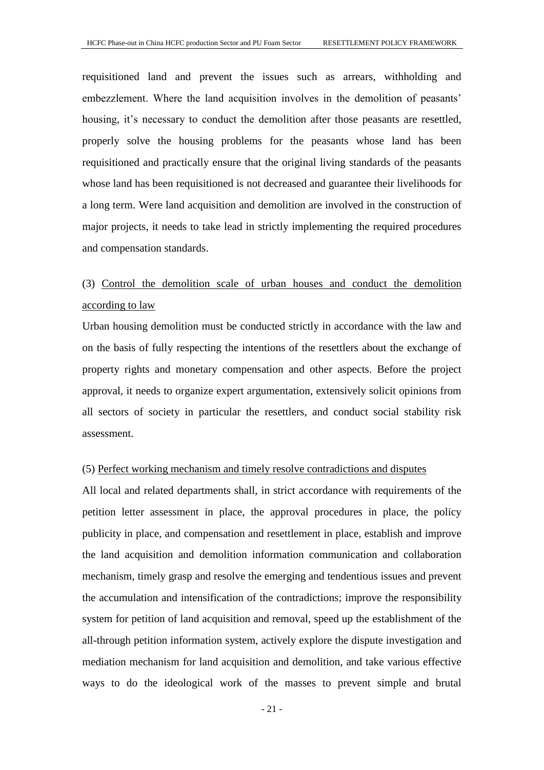requisitioned land and prevent the issues such as arrears, withholding and embezzlement. Where the land acquisition involves in the demolition of peasants' housing, it's necessary to conduct the demolition after those peasants are resettled, properly solve the housing problems for the peasants whose land has been requisitioned and practically ensure that the original living standards of the peasants whose land has been requisitioned is not decreased and guarantee their livelihoods for a long term. Were land acquisition and demolition are involved in the construction of major projects, it needs to take lead in strictly implementing the required procedures and compensation standards.

(3) <u>Control the demolition scale of urban houses and conduct the demolition according to law</u>

Urban housing demolition must be conducted strictly in accordance with the law and on the basis of fully respecting the intentions of the resettlers about the exchange of property rights and monetary compensation and other aspects. Before the project approval, it needs to organize expert argumentation, extensively solicit opinions from all sectors of society in particular the resettlers, and conduct social stability risk assessment.

(5) <u>Perfect working mechanism and timely resolve contradictions and disputes</u>

All local and related departments shall, in strict accordance with requirements of the petition letter assessment in place, the approval procedures in place, the policy publicity in place, and compensation and resettlement in place, establish and improve the land acquisition and demolition information communication and collaboration mechanism, timely grasp and resolve the emerging and tendentious issues and prevent the accumulation and intensification of the contradictions; improve the responsibility system for petition of land acquisition and removal, speed up the establishment of the all-through petition information system, actively explore the dispute investigation and mediation mechanism for land acquisition and demolition, and take various effective ways to do the ideological work of the masses to prevent simple and brutal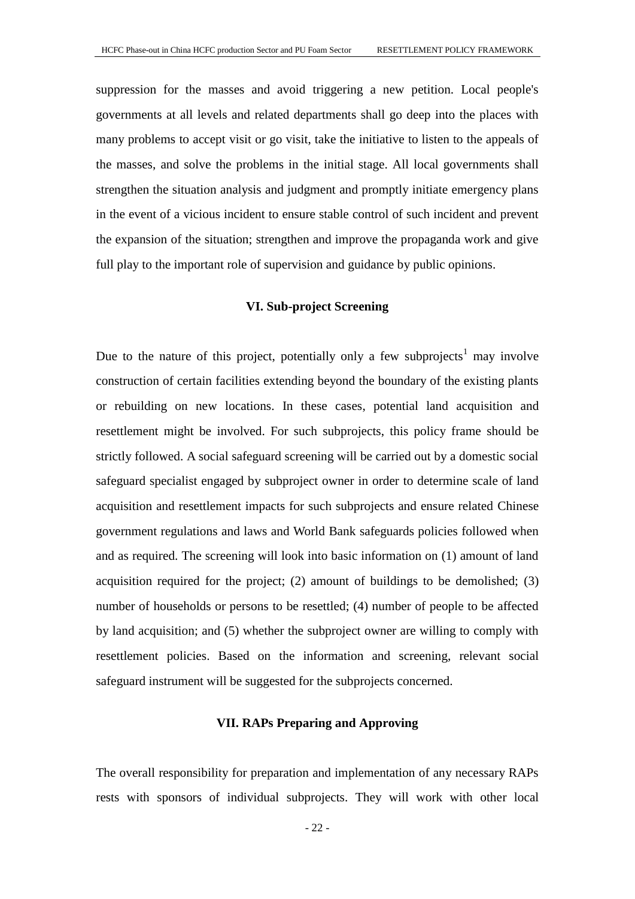suppression for the masses and avoid triggering a new petition. Local people's governments at all levels and related departments shall go deep into the places with many problems to accept visit or go visit, take the initiative to listen to the appeals of the masses, and solve the problems in the initial stage. All local governments shall strengthen the situation analysis and judgment and promptly initiate emergency plans in the event of a vicious incident to ensure stable control of such incident and prevent the expansion of the situation; strengthen and improve the propaganda work and give full play to the important role of supervision and guidance by public opinions.

## VI. Sub-project Screening

Due to the nature of this project, potentially only a few subprojects[1] may involve construction of certain facilities extending beyond the boundary of the existing plants or rebuilding on new locations. In these cases, potential land acquisition and resettlement might be involved. For such subprojects, this policy frame should be strictly followed. A social safeguard screening will be carried out by a domestic social safeguard specialist engaged by subproject owner in order to determine scale of land acquisition and resettlement impacts for such subprojects and ensure related Chinese government regulations and laws and World Bank safeguards policies followed when and as required. The screening will look into basic information on (1) amount of land acquisition required for the project; (2) amount of buildings to be demolished; (3) number of households or persons to be resettled; (4) number of people to be affected by land acquisition; and (5) whether the subproject owner are willing to comply with resettlement policies. Based on the information and screening, relevant social safeguard instrument will be suggested for the subprojects concerned.

## VII. RAPs Preparing and Approving

The overall responsibility for preparation and implementation of any necessary RAPs rests with sponsors of individual subprojects. They will work with other local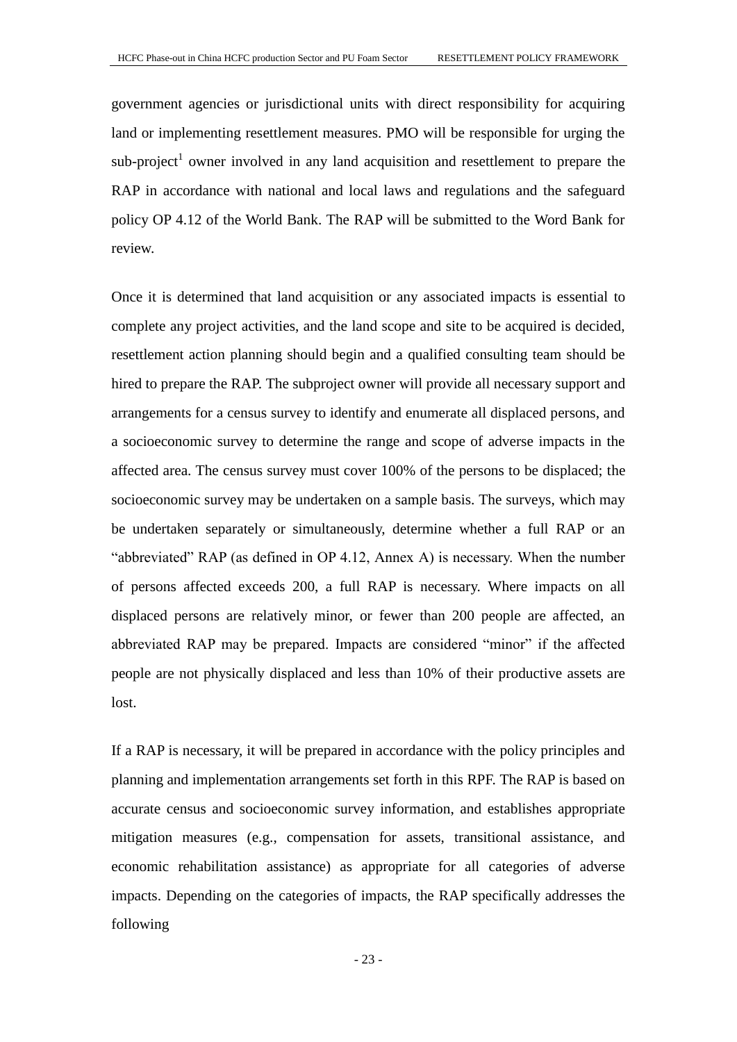government agencies or jurisdictional units with direct responsibility for acquiring land or implementing resettlement measures. PMO will be responsible for urging the sub-project[1] owner involved in any land acquisition and resettlement to prepare the RAP in accordance with national and local laws and regulations and the safeguard policy OP 4.12 of the World Bank. The RAP will be submitted to the Word Bank for review.

Once it is determined that land acquisition or any associated impacts is essential to complete any project activities, and the land scope and site to be acquired is decided, resettlement action planning should begin and a qualified consulting team should be hired to prepare the RAP. The subproject owner will provide all necessary support and arrangements for a census survey to identify and enumerate all displaced persons, and a socioeconomic survey to determine the range and scope of adverse impacts in the affected area. The census survey must cover 100% of the persons to be displaced; the socioeconomic survey may be undertaken on a sample basis. The surveys, which may be undertaken separately or simultaneously, determine whether a full RAP or an "abbreviated" RAP (as defined in OP 4.12, Annex A) is necessary. When the number of persons affected exceeds 200, a full RAP is necessary. Where impacts on all displaced persons are relatively minor, or fewer than 200 people are affected, an abbreviated RAP may be prepared. Impacts are considered "minor" if the affected people are not physically displaced and less than 10% of their productive assets are lost.

If a RAP is necessary, it will be prepared in accordance with the policy principles and planning and implementation arrangements set forth in this RPF. The RAP is based on accurate census and socioeconomic survey information, and establishes appropriate mitigation measures (e.g., compensation for assets, transitional assistance, and economic rehabilitation assistance) as appropriate for all categories of adverse impacts. Depending on the categories of impacts, the RAP specifically addresses the following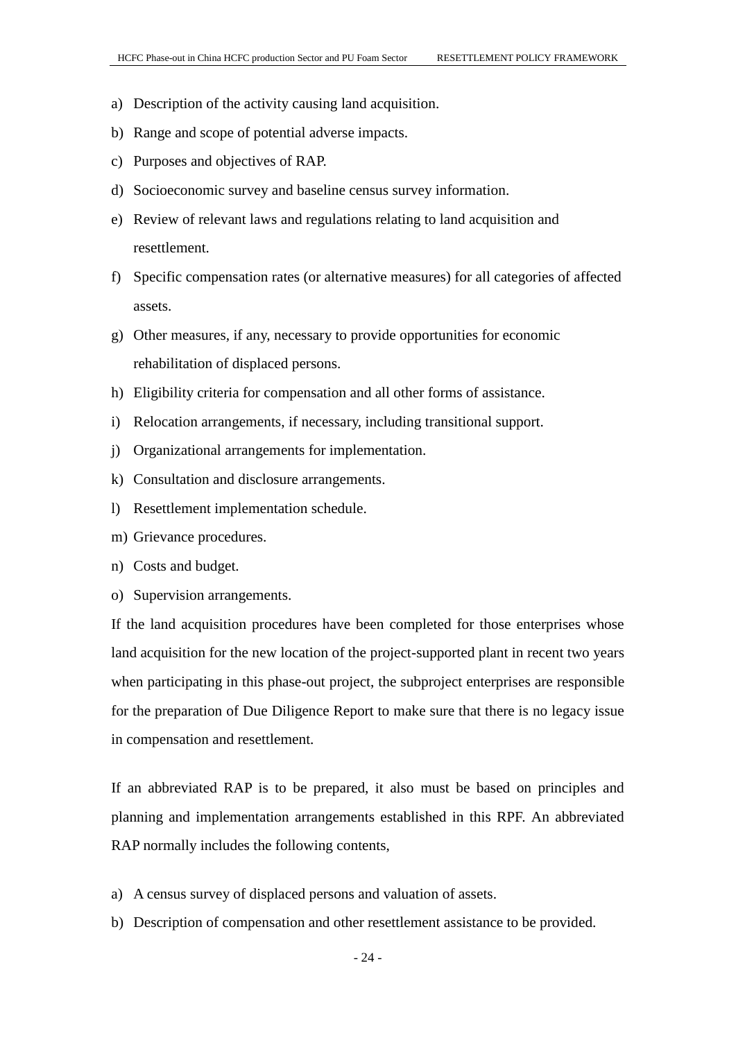a) Description of the activity causing land acquisition.
b) Range and scope of potential adverse impacts.
c) Purposes and objectives of RAP.
d) Socioeconomic survey and baseline census survey information.
e) Review of relevant laws and regulations relating to land acquisition and resettlement.
f) Specific compensation rates (or alternative measures) for all categories of affected assets.
g) Other measures, if any, necessary to provide opportunities for economic rehabilitation of displaced persons.
h) Eligibility criteria for compensation and all other forms of assistance.
i) Relocation arrangements, if necessary, including transitional support.
j) Organizational arrangements for implementation.
k) Consultation and disclosure arrangements.
l) Resettlement implementation schedule.
m) Grievance procedures.
n) Costs and budget.
o) Supervision arrangements.

If the land acquisition procedures have been completed for those enterprises whose land acquisition for the new location of the project-supported plant in recent two years when participating in this phase-out project, the subproject enterprises are responsible for the preparation of Due Diligence Report to make sure that there is no legacy issue in compensation and resettlement.

If an abbreviated RAP is to be prepared, it also must be based on principles and planning and implementation arrangements established in this RPF. An abbreviated RAP normally includes the following contents,

a) A census survey of displaced persons and valuation of assets.
b) Description of compensation and other resettlement assistance to be provided.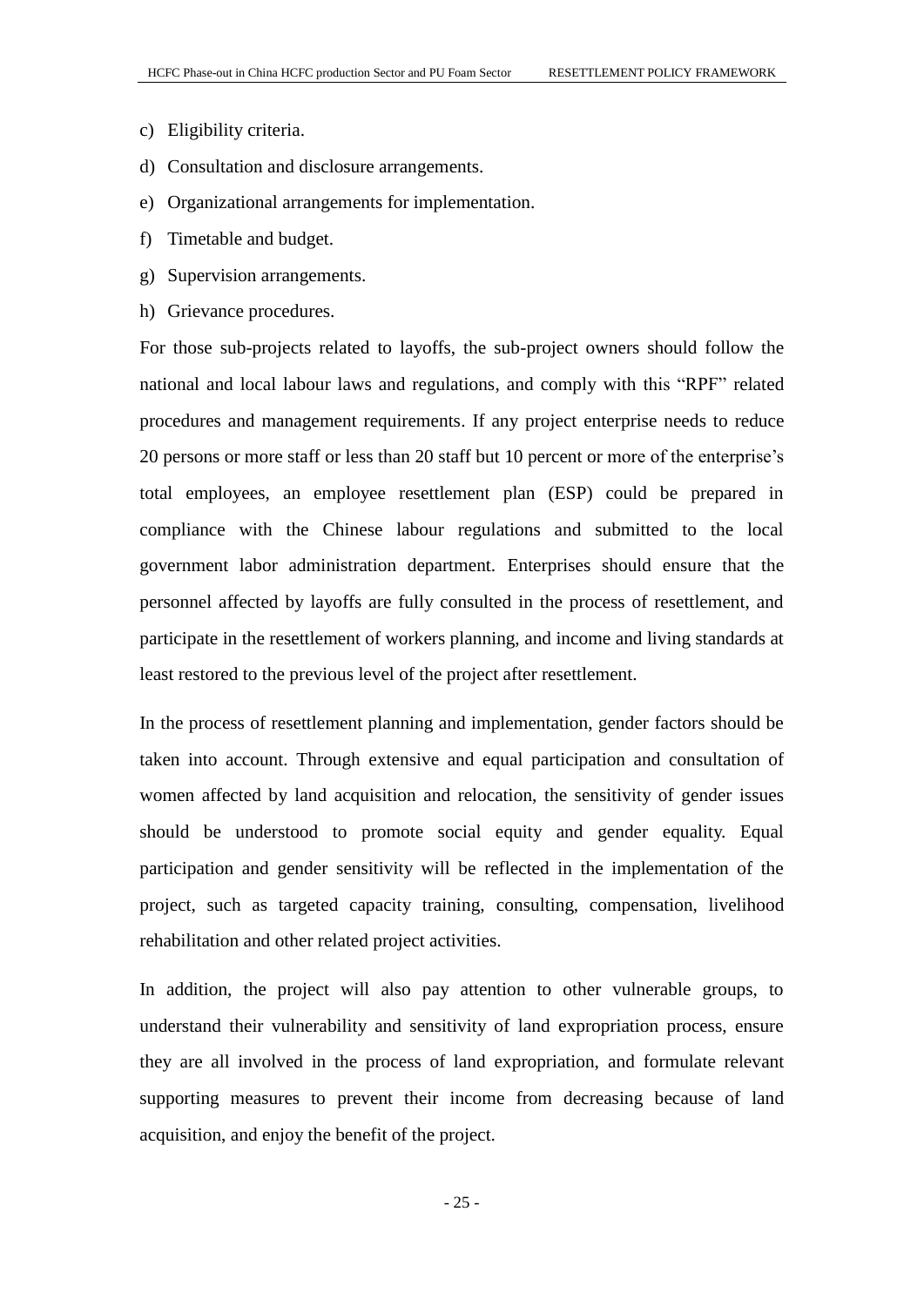c) Eligibility criteria.

d) Consultation and disclosure arrangements.

e) Organizational arrangements for implementation.

f) Timetable and budget.

g) Supervision arrangements.

h) Grievance procedures.

For those sub-projects related to layoffs, the sub-project owners should follow the national and local labour laws and regulations, and comply with this “RPF” related procedures and management requirements. If any project enterprise needs to reduce 20 persons or more staff or less than 20 staff but 10 percent or more of the enterprise’s total employees, an employee resettlement plan (ESP) could be prepared in compliance with the Chinese labour regulations and submitted to the local government labor administration department. Enterprises should ensure that the personnel affected by layoffs are fully consulted in the process of resettlement, and participate in the resettlement of workers planning, and income and living standards at least restored to the previous level of the project after resettlement.

In the process of resettlement planning and implementation, gender factors should be taken into account. Through extensive and equal participation and consultation of women affected by land acquisition and relocation, the sensitivity of gender issues should be understood to promote social equity and gender equality. Equal participation and gender sensitivity will be reflected in the implementation of the project, such as targeted capacity training, consulting, compensation, livelihood rehabilitation and other related project activities.

In addition, the project will also pay attention to other vulnerable groups, to understand their vulnerability and sensitivity of land expropriation process, ensure they are all involved in the process of land expropriation, and formulate relevant supporting measures to prevent their income from decreasing because of land acquisition, and enjoy the benefit of the project.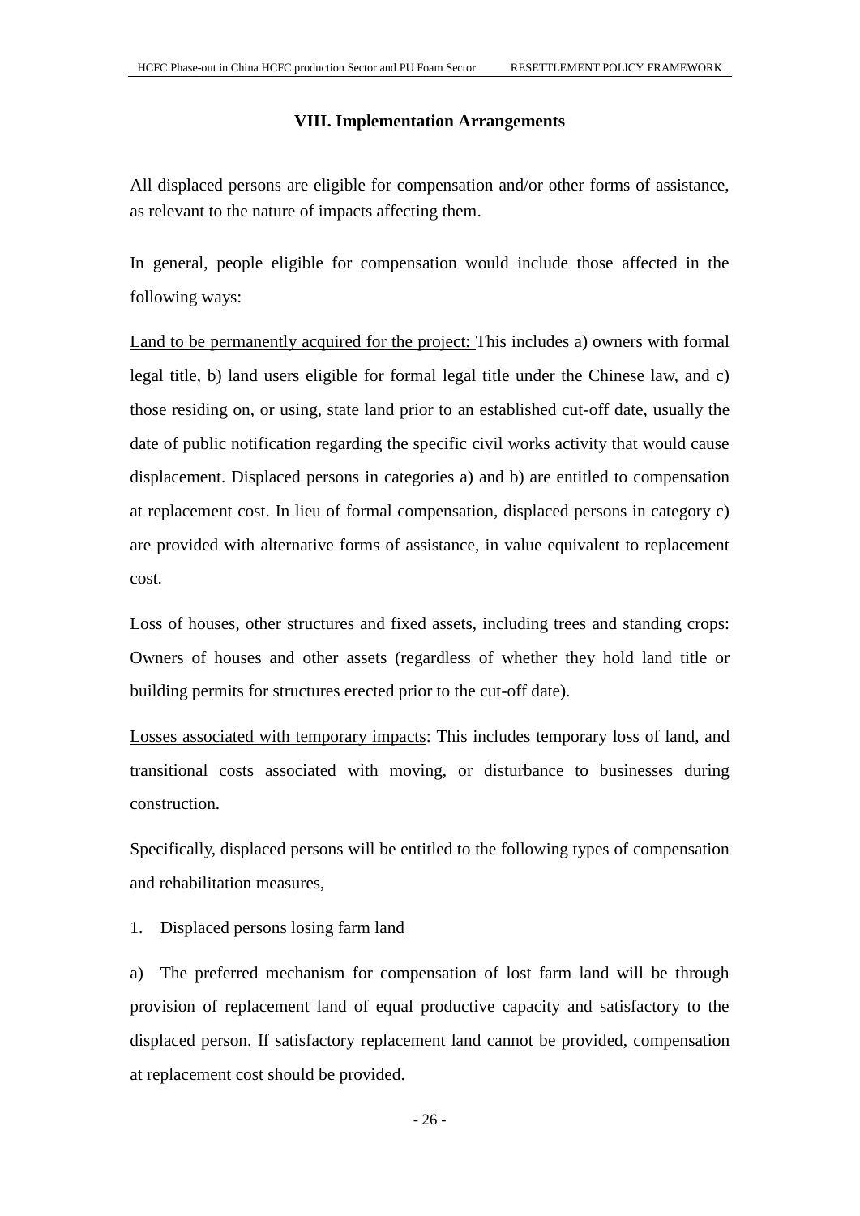## VIII. Implementation Arrangements

All displaced persons are eligible for compensation and/or other forms of assistance, as relevant to the nature of impacts affecting them.

In general, people eligible for compensation would include those affected in the following ways:

<u>Land to be permanently acquired for the project:</u> This includes a) owners with formal legal title, b) land users eligible for formal legal title under the Chinese law, and c) those residing on, or using, state land prior to an established cut-off date, usually the date of public notification regarding the specific civil works activity that would cause displacement. Displaced persons in categories a) and b) are entitled to compensation at replacement cost. In lieu of formal compensation, displaced persons in category c) are provided with alternative forms of assistance, in value equivalent to replacement cost.

<u>Loss of houses, other structures and fixed assets, including trees and standing crops:</u> Owners of houses and other assets (regardless of whether they hold land title or building permits for structures erected prior to the cut-off date).

<u>Losses associated with temporary impacts</u>: This includes temporary loss of land, and transitional costs associated with moving, or disturbance to businesses during construction.

Specifically, displaced persons will be entitled to the following types of compensation and rehabilitation measures,

1. <u>Displaced persons losing farm land</u>

a) The preferred mechanism for compensation of lost farm land will be through provision of replacement land of equal productive capacity and satisfactory to the displaced person. If satisfactory replacement land cannot be provided, compensation at replacement cost should be provided.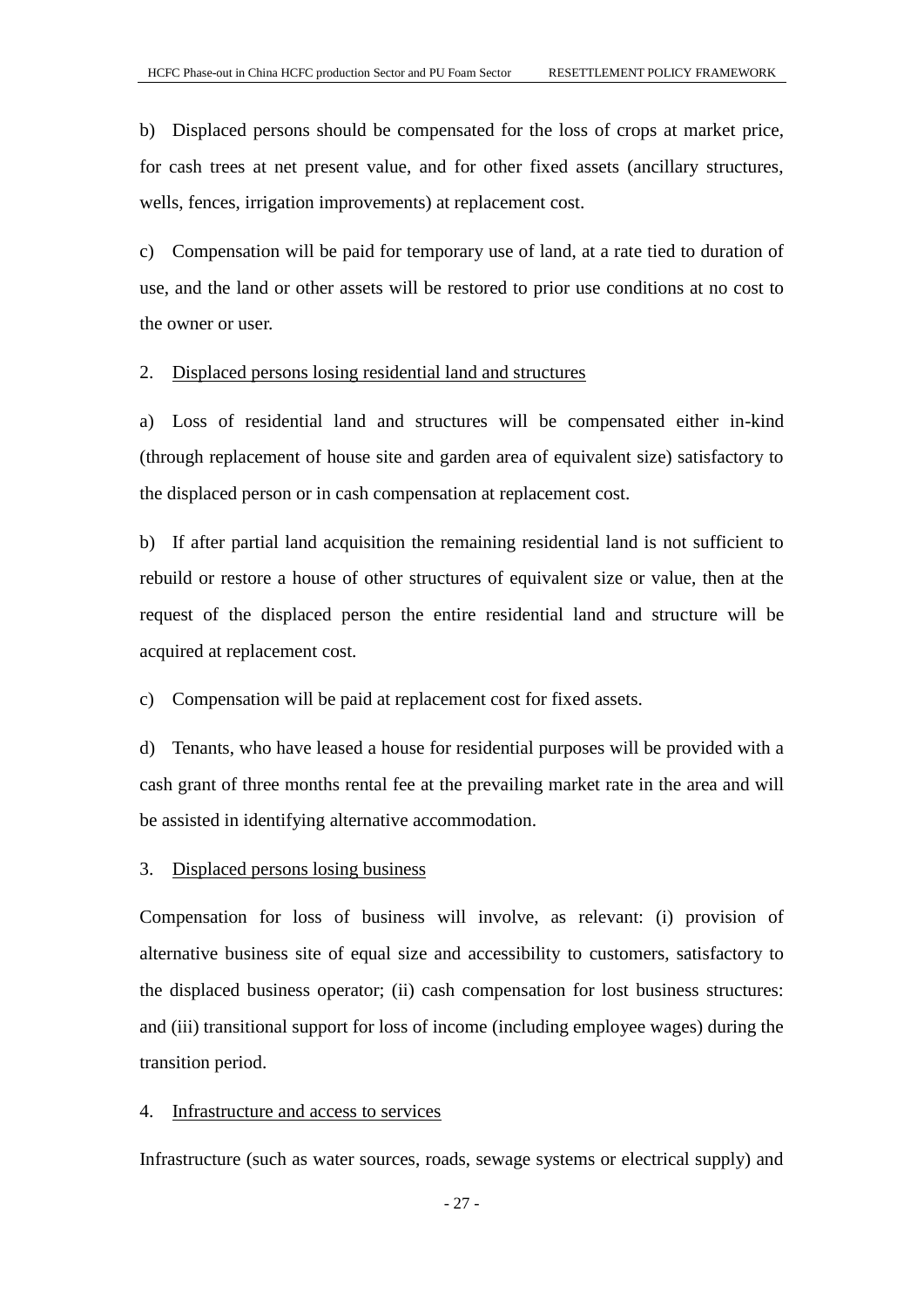b) Displaced persons should be compensated for the loss of crops at market price, for cash trees at net present value, and for other fixed assets (ancillary structures, wells, fences, irrigation improvements) at replacement cost.

c) Compensation will be paid for temporary use of land, at a rate tied to duration of use, and the land or other assets will be restored to prior use conditions at no cost to the owner or user.

2. <u>Displaced persons losing residential land and structures</u>

a) Loss of residential land and structures will be compensated either in-kind (through replacement of house site and garden area of equivalent size) satisfactory to the displaced person or in cash compensation at replacement cost.

b) If after partial land acquisition the remaining residential land is not sufficient to rebuild or restore a house of other structures of equivalent size or value, then at the request of the displaced person the entire residential land and structure will be acquired at replacement cost.

c) Compensation will be paid at replacement cost for fixed assets.

d) Tenants, who have leased a house for residential purposes will be provided with a cash grant of three months rental fee at the prevailing market rate in the area and will be assisted in identifying alternative accommodation.

3. <u>Displaced persons losing business</u>

Compensation for loss of business will involve, as relevant: (i) provision of alternative business site of equal size and accessibility to customers, satisfactory to the displaced business operator; (ii) cash compensation for lost business structures: and (iii) transitional support for loss of income (including employee wages) during the transition period.

4. <u>Infrastructure and access to services</u>

Infrastructure (such as water sources, roads, sewage systems or electrical supply) and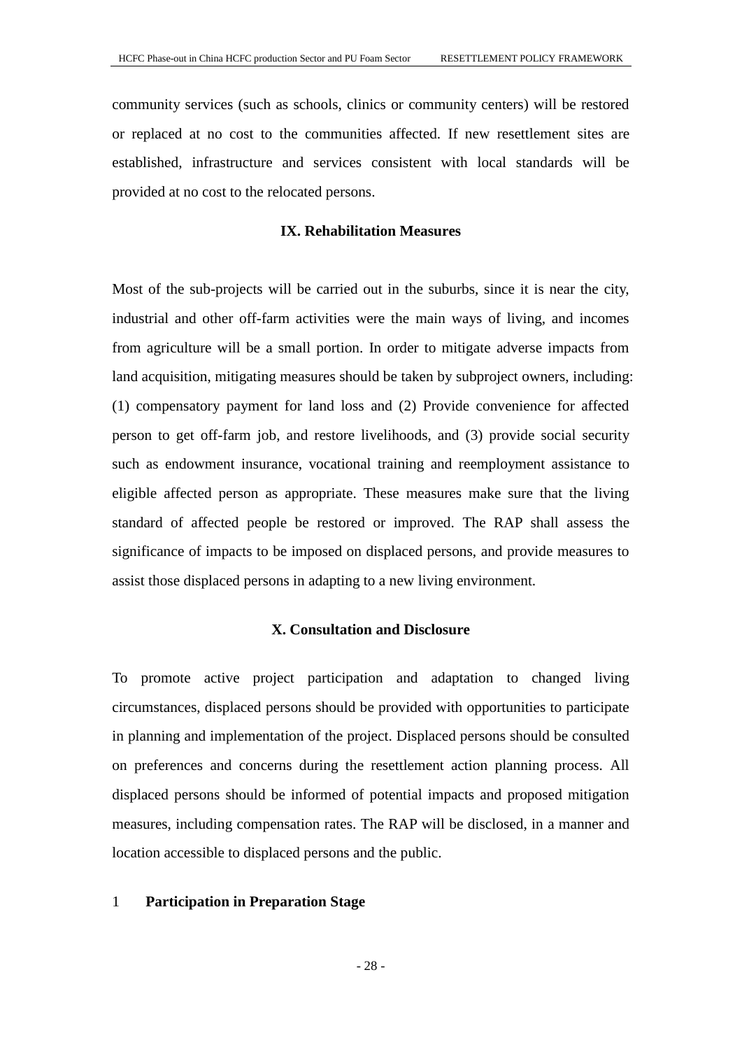community services (such as schools, clinics or community centers) will be restored or replaced at no cost to the communities affected. If new resettlement sites are established, infrastructure and services consistent with local standards will be provided at no cost to the relocated persons.

## IX. Rehabilitation Measures

Most of the sub-projects will be carried out in the suburbs, since it is near the city, industrial and other off-farm activities were the main ways of living, and incomes from agriculture will be a small portion. In order to mitigate adverse impacts from land acquisition, mitigating measures should be taken by subproject owners, including: (1) compensatory payment for land loss and (2) Provide convenience for affected person to get off-farm job, and restore livelihoods, and (3) provide social security such as endowment insurance, vocational training and reemployment assistance to eligible affected person as appropriate. These measures make sure that the living standard of affected people be restored or improved. The RAP shall assess the significance of impacts to be imposed on displaced persons, and provide measures to assist those displaced persons in adapting to a new living environment.

## X. Consultation and Disclosure

To promote active project participation and adaptation to changed living circumstances, displaced persons should be provided with opportunities to participate in planning and implementation of the project. Displaced persons should be consulted on preferences and concerns during the resettlement action planning process. All displaced persons should be informed of potential impacts and proposed mitigation measures, including compensation rates. The RAP will be disclosed, in a manner and location accessible to displaced persons and the public.

### 1 Participation in Preparation Stage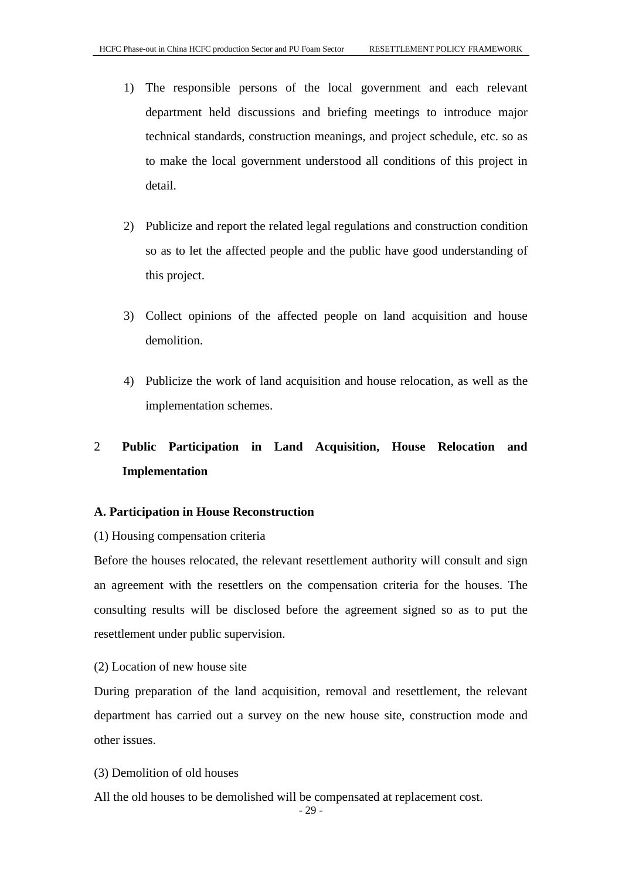1) The responsible persons of the local government and each relevant department held discussions and briefing meetings to introduce major technical standards, construction meanings, and project schedule, etc. so as to make the local government understood all conditions of this project in detail.

2) Publicize and report the related legal regulations and construction condition so as to let the affected people and the public have good understanding of this project.

3) Collect opinions of the affected people on land acquisition and house demolition.

4) Publicize the work of land acquisition and house relocation, as well as the implementation schemes.

## 2 Public Participation in Land Acquisition, House Relocation and Implementation

### A. Participation in House Reconstruction

(1) Housing compensation criteria

Before the houses relocated, the relevant resettlement authority will consult and sign an agreement with the resettlers on the compensation criteria for the houses. The consulting results will be disclosed before the agreement signed so as to put the resettlement under public supervision.

(2) Location of new house site

During preparation of the land acquisition, removal and resettlement, the relevant department has carried out a survey on the new house site, construction mode and other issues.

(3) Demolition of old houses

All the old houses to be demolished will be compensated at replacement cost.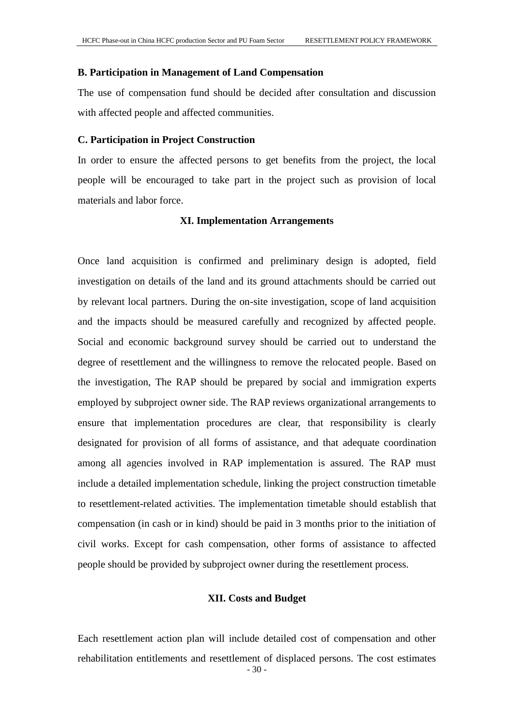### B. Participation in Management of Land Compensation

The use of compensation fund should be decided after consultation and discussion with affected people and affected communities.

### C. Participation in Project Construction

In order to ensure the affected persons to get benefits from the project, the local people will be encouraged to take part in the project such as provision of local materials and labor force.

## XI. Implementation Arrangements

Once land acquisition is confirmed and preliminary design is adopted, field investigation on details of the land and its ground attachments should be carried out by relevant local partners. During the on-site investigation, scope of land acquisition and the impacts should be measured carefully and recognized by affected people. Social and economic background survey should be carried out to understand the degree of resettlement and the willingness to remove the relocated people. Based on the investigation, The RAP should be prepared by social and immigration experts employed by subproject owner side. The RAP reviews organizational arrangements to ensure that implementation procedures are clear, that responsibility is clearly designated for provision of all forms of assistance, and that adequate coordination among all agencies involved in RAP implementation is assured. The RAP must include a detailed implementation schedule, linking the project construction timetable to resettlement-related activities. The implementation timetable should establish that compensation (in cash or in kind) should be paid in 3 months prior to the initiation of civil works. Except for cash compensation, other forms of assistance to affected people should be provided by subproject owner during the resettlement process.

## XII. Costs and Budget

Each resettlement action plan will include detailed cost of compensation and other rehabilitation entitlements and resettlement of displaced persons. The cost estimates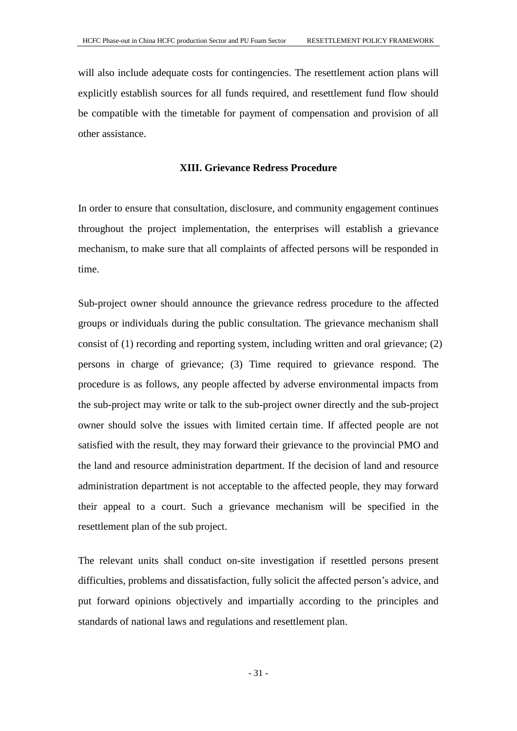will also include adequate costs for contingencies. The resettlement action plans will explicitly establish sources for all funds required, and resettlement fund flow should be compatible with the timetable for payment of compensation and provision of all other assistance.

## XIII. Grievance Redress Procedure

In order to ensure that consultation, disclosure, and community engagement continues throughout the project implementation, the enterprises will establish a grievance mechanism, to make sure that all complaints of affected persons will be responded in time.

Sub-project owner should announce the grievance redress procedure to the affected groups or individuals during the public consultation. The grievance mechanism shall consist of (1) recording and reporting system, including written and oral grievance; (2) persons in charge of grievance; (3) Time required to grievance respond. The procedure is as follows, any people affected by adverse environmental impacts from the sub-project may write or talk to the sub-project owner directly and the sub-project owner should solve the issues with limited certain time. If affected people are not satisfied with the result, they may forward their grievance to the provincial PMO and the land and resource administration department. If the decision of land and resource administration department is not acceptable to the affected people, they may forward their appeal to a court. Such a grievance mechanism will be specified in the resettlement plan of the sub project.

The relevant units shall conduct on-site investigation if resettled persons present difficulties, problems and dissatisfaction, fully solicit the affected person's advice, and put forward opinions objectively and impartially according to the principles and standards of national laws and regulations and resettlement plan.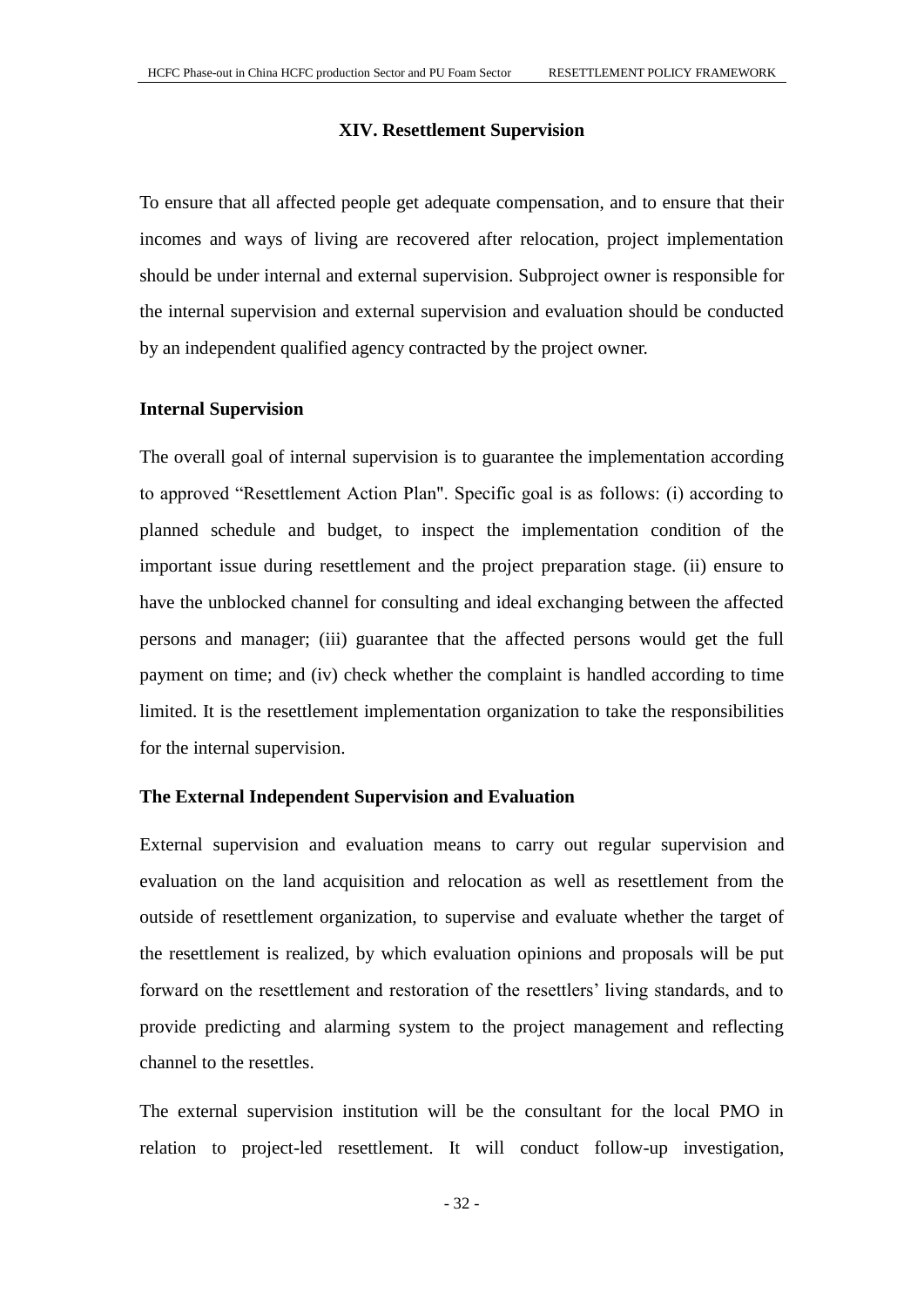## XIV. Resettlement Supervision

To ensure that all affected people get adequate compensation, and to ensure that their incomes and ways of living are recovered after relocation, project implementation should be under internal and external supervision. Subproject owner is responsible for the internal supervision and external supervision and evaluation should be conducted by an independent qualified agency contracted by the project owner.

### Internal Supervision

The overall goal of internal supervision is to guarantee the implementation according to approved "Resettlement Action Plan". Specific goal is as follows: (i) according to planned schedule and budget, to inspect the implementation condition of the important issue during resettlement and the project preparation stage. (ii) ensure to have the unblocked channel for consulting and ideal exchanging between the affected persons and manager; (iii) guarantee that the affected persons would get the full payment on time; and (iv) check whether the complaint is handled according to time limited. It is the resettlement implementation organization to take the responsibilities for the internal supervision.

### The External Independent Supervision and Evaluation

External supervision and evaluation means to carry out regular supervision and evaluation on the land acquisition and relocation as well as resettlement from the outside of resettlement organization, to supervise and evaluate whether the target of the resettlement is realized, by which evaluation opinions and proposals will be put forward on the resettlement and restoration of the resettlers' living standards, and to provide predicting and alarming system to the project management and reflecting channel to the resettles.

The external supervision institution will be the consultant for the local PMO in relation to project-led resettlement. It will conduct follow-up investigation,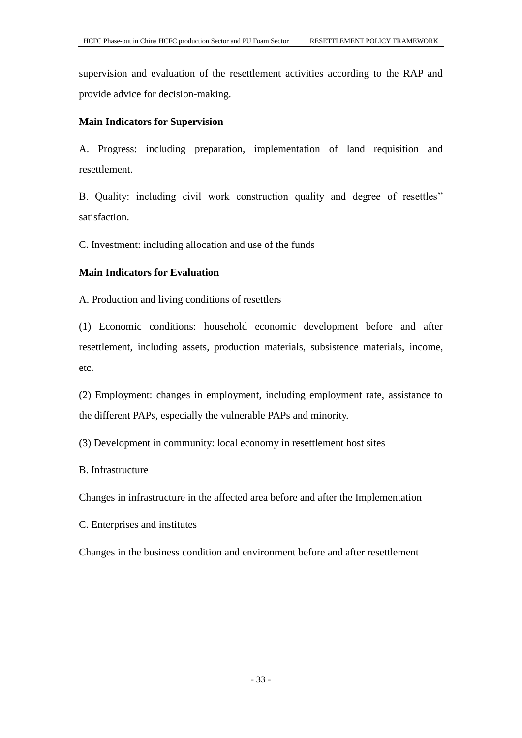supervision and evaluation of the resettlement activities according to the RAP and provide advice for decision-making.

**Main Indicators for Supervision**

A. Progress: including preparation, implementation of land requisition and resettlement.

B. Quality: including civil work construction quality and degree of resettles'' satisfaction.

C. Investment: including allocation and use of the funds

**Main Indicators for Evaluation**

A. Production and living conditions of resettlers

(1) Economic conditions: household economic development before and after resettlement, including assets, production materials, subsistence materials, income, etc.

(2) Employment: changes in employment, including employment rate, assistance to the different PAPs, especially the vulnerable PAPs and minority.

(3) Development in community: local economy in resettlement host sites

B. Infrastructure

Changes in infrastructure in the affected area before and after the Implementation

C. Enterprises and institutes

Changes in the business condition and environment before and after resettlement